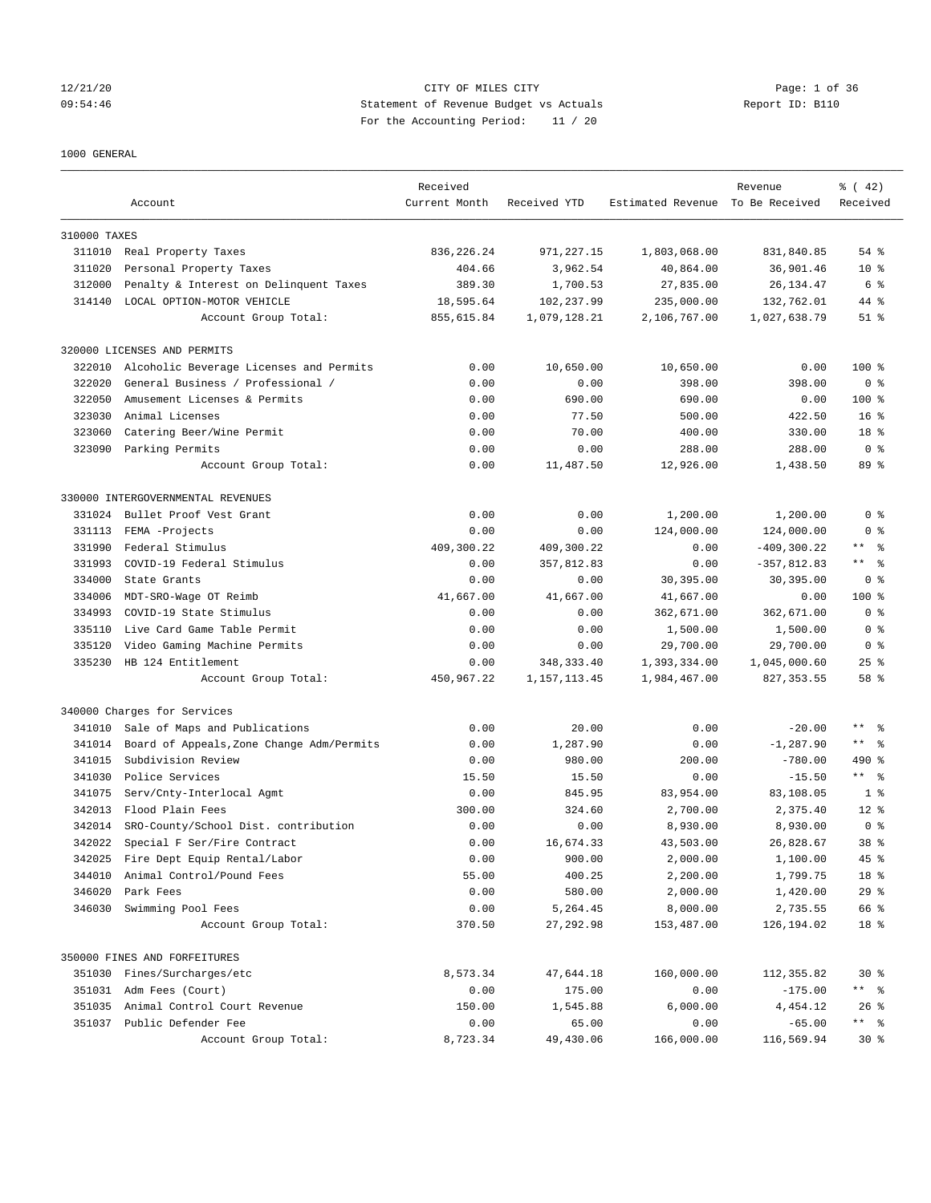# CITY OF MILES CITY

## Statement of Revenue Budget vs Actuals

For the Accounting Period: 11 / 20

12/21/20 09:54:46 — Report ID: B110

### 1000 GENERAL

| | Account | Received Current Month | Received YTD | Estimated Revenue | Revenue To Be Received | % ( 42) Received |
|---|---|---|---|---|---|---|
| **310000 TAXES** | | | | | | |
| 311010 | Real Property Taxes | 836,226.24 | 971,227.15 | 1,803,068.00 | 831,840.85 | 54 % |
| 311020 | Personal Property Taxes | 404.66 | 3,962.54 | 40,864.00 | 36,901.46 | 10 % |
| 312000 | Penalty & Interest on Delinquent Taxes | 389.30 | 1,700.53 | 27,835.00 | 26,134.47 | 6 % |
| 314140 | LOCAL OPTION-MOTOR VEHICLE | 18,595.64 | 102,237.99 | 235,000.00 | 132,762.01 | 44 % |
| | Account Group Total: | 855,615.84 | 1,079,128.21 | 2,106,767.00 | 1,027,638.79 | 51 % |
| **320000 LICENSES AND PERMITS** | | | | | | |
| 322010 | Alcoholic Beverage Licenses and Permits | 0.00 | 10,650.00 | 10,650.00 | 0.00 | 100 % |
| 322020 | General Business / Professional / | 0.00 | 0.00 | 398.00 | 398.00 | 0 % |
| 322050 | Amusement Licenses & Permits | 0.00 | 690.00 | 690.00 | 0.00 | 100 % |
| 323030 | Animal Licenses | 0.00 | 77.50 | 500.00 | 422.50 | 16 % |
| 323060 | Catering Beer/Wine Permit | 0.00 | 70.00 | 400.00 | 330.00 | 18 % |
| 323090 | Parking Permits | 0.00 | 0.00 | 288.00 | 288.00 | 0 % |
| | Account Group Total: | 0.00 | 11,487.50 | 12,926.00 | 1,438.50 | 89 % |
| **330000 INTERGOVERNMENTAL REVENUES** | | | | | | |
| 331024 | Bullet Proof Vest Grant | 0.00 | 0.00 | 1,200.00 | 1,200.00 | 0 % |
| 331113 | FEMA -Projects | 0.00 | 0.00 | 124,000.00 | 124,000.00 | 0 % |
| 331990 | Federal Stimulus | 409,300.22 | 409,300.22 | 0.00 | -409,300.22 | ** % |
| 331993 | COVID-19 Federal Stimulus | 0.00 | 357,812.83 | 0.00 | -357,812.83 | ** % |
| 334000 | State Grants | 0.00 | 0.00 | 30,395.00 | 30,395.00 | 0 % |
| 334006 | MDT-SRO-Wage OT Reimb | 41,667.00 | 41,667.00 | 41,667.00 | 0.00 | 100 % |
| 334993 | COVID-19 State Stimulus | 0.00 | 0.00 | 362,671.00 | 362,671.00 | 0 % |
| 335110 | Live Card Game Table Permit | 0.00 | 0.00 | 1,500.00 | 1,500.00 | 0 % |
| 335120 | Video Gaming Machine Permits | 0.00 | 0.00 | 29,700.00 | 29,700.00 | 0 % |
| 335230 | HB 124 Entitlement | 0.00 | 348,333.40 | 1,393,334.00 | 1,045,000.60 | 25 % |
| | Account Group Total: | 450,967.22 | 1,157,113.45 | 1,984,467.00 | 827,353.55 | 58 % |
| **340000 Charges for Services** | | | | | | |
| 341010 | Sale of Maps and Publications | 0.00 | 20.00 | 0.00 | -20.00 | ** % |
| 341014 | Board of Appeals,Zone Change Adm/Permits | 0.00 | 1,287.90 | 0.00 | -1,287.90 | ** % |
| 341015 | Subdivision Review | 0.00 | 980.00 | 200.00 | -780.00 | 490 % |
| 341030 | Police Services | 15.50 | 15.50 | 0.00 | -15.50 | ** % |
| 341075 | Serv/Cnty-Interlocal Agmt | 0.00 | 845.95 | 83,954.00 | 83,108.05 | 1 % |
| 342013 | Flood Plain Fees | 300.00 | 324.60 | 2,700.00 | 2,375.40 | 12 % |
| 342014 | SRO-County/School Dist. contribution | 0.00 | 0.00 | 8,930.00 | 8,930.00 | 0 % |
| 342022 | Special F Ser/Fire Contract | 0.00 | 16,674.33 | 43,503.00 | 26,828.67 | 38 % |
| 342025 | Fire Dept Equip Rental/Labor | 0.00 | 900.00 | 2,000.00 | 1,100.00 | 45 % |
| 344010 | Animal Control/Pound Fees | 55.00 | 400.25 | 2,200.00 | 1,799.75 | 18 % |
| 346020 | Park Fees | 0.00 | 580.00 | 2,000.00 | 1,420.00 | 29 % |
| 346030 | Swimming Pool Fees | 0.00 | 5,264.45 | 8,000.00 | 2,735.55 | 66 % |
| | Account Group Total: | 370.50 | 27,292.98 | 153,487.00 | 126,194.02 | 18 % |
| **350000 FINES AND FORFEITURES** | | | | | | |
| 351030 | Fines/Surcharges/etc | 8,573.34 | 47,644.18 | 160,000.00 | 112,355.82 | 30 % |
| 351031 | Adm Fees (Court) | 0.00 | 175.00 | 0.00 | -175.00 | ** % |
| 351035 | Animal Control Court Revenue | 150.00 | 1,545.88 | 6,000.00 | 4,454.12 | 26 % |
| 351037 | Public Defender Fee | 0.00 | 65.00 | 0.00 | -65.00 | ** % |
| | Account Group Total: | 8,723.34 | 49,430.06 | 166,000.00 | 116,569.94 | 30 % |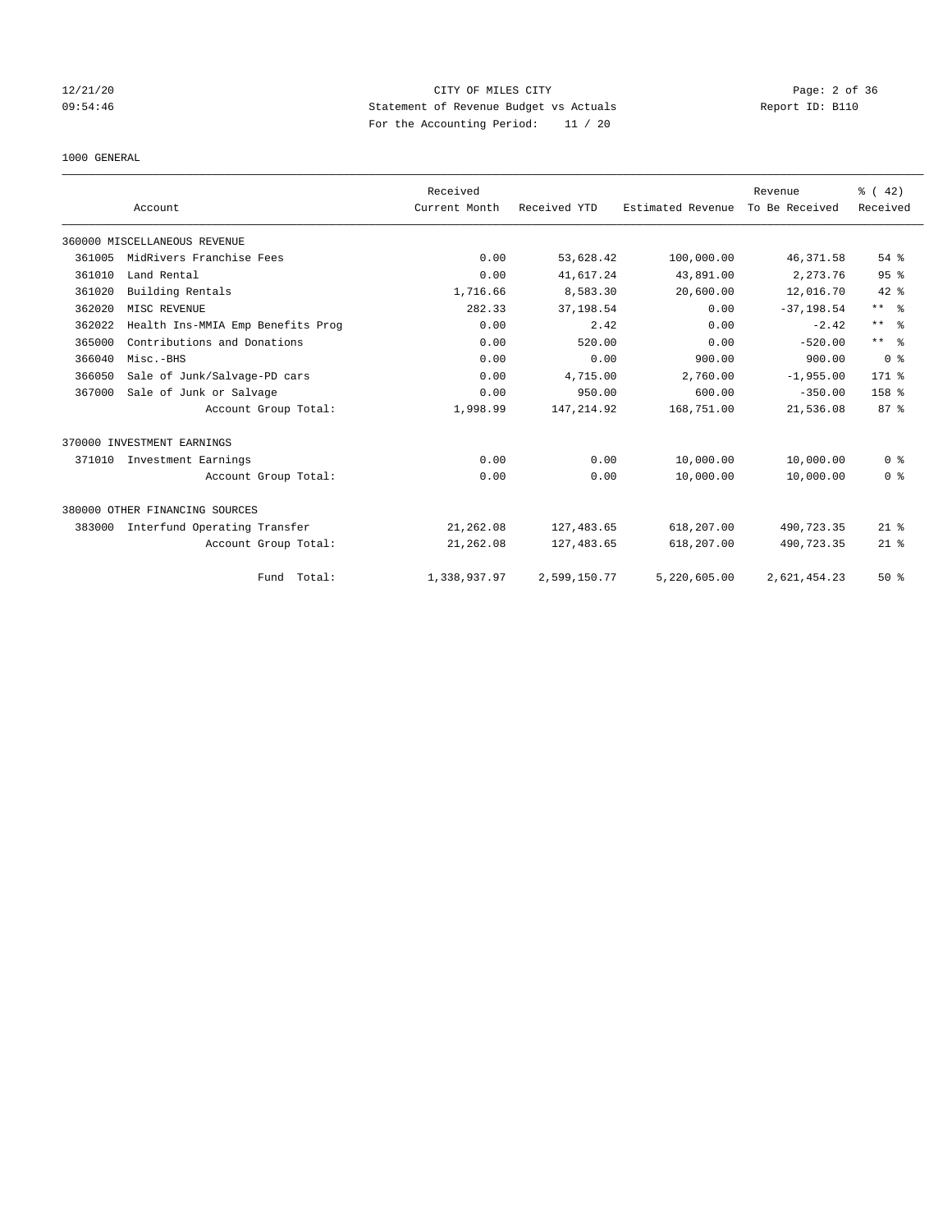12/21/20 CITY OF MILES CITY
09:54:46 Statement of Revenue Budget vs Actuals Report ID: B110
For the Accounting Period: 11 / 20

1000 GENERAL

| Account | | Received Current Month | Received YTD | Estimated Revenue | Revenue To Be Received | % ( 42) Received |
|---|---|---|---|---|---|---|
| 360000 MISCELLANEOUS REVENUE | | | | | | |
| 361005 | MidRivers Franchise Fees | 0.00 | 53,628.42 | 100,000.00 | 46,371.58 | 54 % |
| 361010 | Land Rental | 0.00 | 41,617.24 | 43,891.00 | 2,273.76 | 95 % |
| 361020 | Building Rentals | 1,716.66 | 8,583.30 | 20,600.00 | 12,016.70 | 42 % |
| 362020 | MISC REVENUE | 282.33 | 37,198.54 | 0.00 | -37,198.54 | ** % |
| 362022 | Health Ins-MMIA Emp Benefits Prog | 0.00 | 2.42 | 0.00 | -2.42 | ** % |
| 365000 | Contributions and Donations | 0.00 | 520.00 | 0.00 | -520.00 | ** % |
| 366040 | Misc.-BHS | 0.00 | 0.00 | 900.00 | 900.00 | 0 % |
| 366050 | Sale of Junk/Salvage-PD cars | 0.00 | 4,715.00 | 2,760.00 | -1,955.00 | 171 % |
| 367000 | Sale of Junk or Salvage | 0.00 | 950.00 | 600.00 | -350.00 | 158 % |
| | Account Group Total: | 1,998.99 | 147,214.92 | 168,751.00 | 21,536.08 | 87 % |
| 370000 INVESTMENT EARNINGS | | | | | | |
| 371010 | Investment Earnings | 0.00 | 0.00 | 10,000.00 | 10,000.00 | 0 % |
| | Account Group Total: | 0.00 | 0.00 | 10,000.00 | 10,000.00 | 0 % |
| 380000 OTHER FINANCING SOURCES | | | | | | |
| 383000 | Interfund Operating Transfer | 21,262.08 | 127,483.65 | 618,207.00 | 490,723.35 | 21 % |
| | Account Group Total: | 21,262.08 | 127,483.65 | 618,207.00 | 490,723.35 | 21 % |
| | Fund Total: | 1,338,937.97 | 2,599,150.77 | 5,220,605.00 | 2,621,454.23 | 50 % |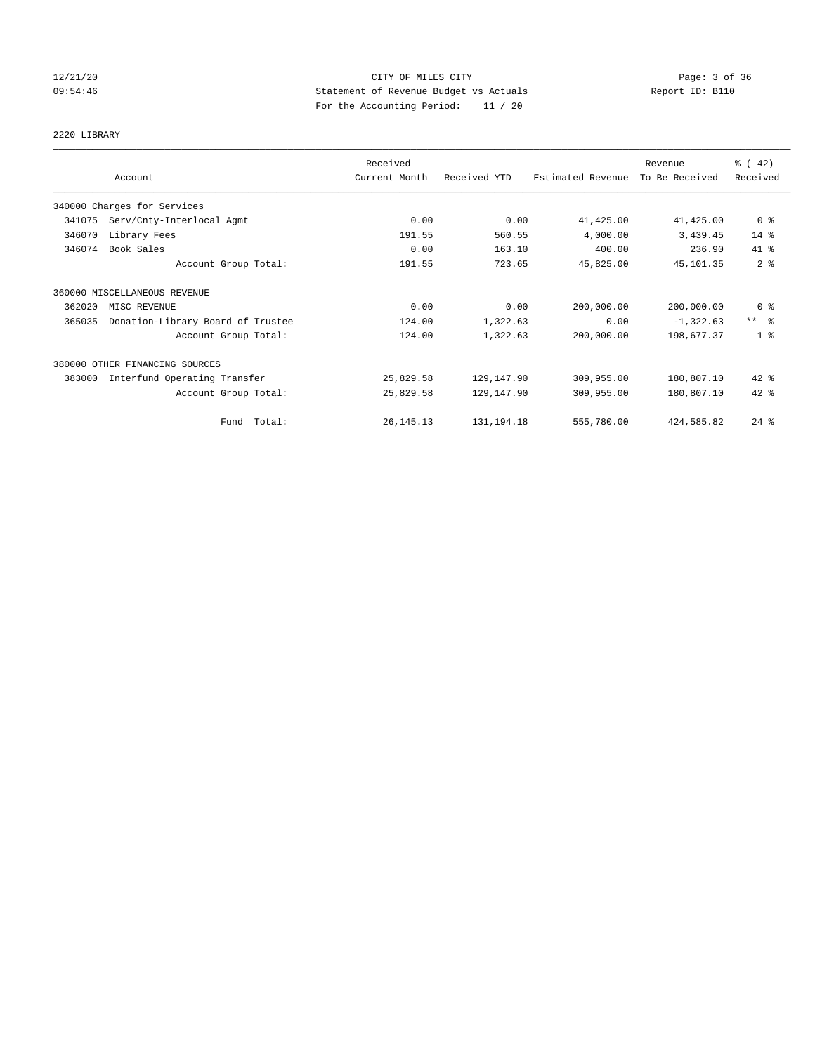# CITY OF MILES CITY

## Statement of Revenue Budget vs Actuals

For the Accounting Period: 11 / 20

12/21/20 09:54:46 — Report ID: B110

### 2220 LIBRARY

| Account | | Received Current Month | Received YTD | Estimated Revenue | Revenue To Be Received | % ( 42) Received |
|---|---|---|---|---|---|---|
| 340000 Charges for Services | | | | | | |
| 341075 | Serv/Cnty-Interlocal Agmt | 0.00 | 0.00 | 41,425.00 | 41,425.00 | 0 % |
| 346070 | Library Fees | 191.55 | 560.55 | 4,000.00 | 3,439.45 | 14 % |
| 346074 | Book Sales | 0.00 | 163.10 | 400.00 | 236.90 | 41 % |
| | Account Group Total: | 191.55 | 723.65 | 45,825.00 | 45,101.35 | 2 % |
| 360000 MISCELLANEOUS REVENUE | | | | | | |
| 362020 | MISC REVENUE | 0.00 | 0.00 | 200,000.00 | 200,000.00 | 0 % |
| 365035 | Donation-Library Board of Trustee | 124.00 | 1,322.63 | 0.00 | -1,322.63 | ** % |
| | Account Group Total: | 124.00 | 1,322.63 | 200,000.00 | 198,677.37 | 1 % |
| 380000 OTHER FINANCING SOURCES | | | | | | |
| 383000 | Interfund Operating Transfer | 25,829.58 | 129,147.90 | 309,955.00 | 180,807.10 | 42 % |
| | Account Group Total: | 25,829.58 | 129,147.90 | 309,955.00 | 180,807.10 | 42 % |
| | Fund Total: | 26,145.13 | 131,194.18 | 555,780.00 | 424,585.82 | 24 % |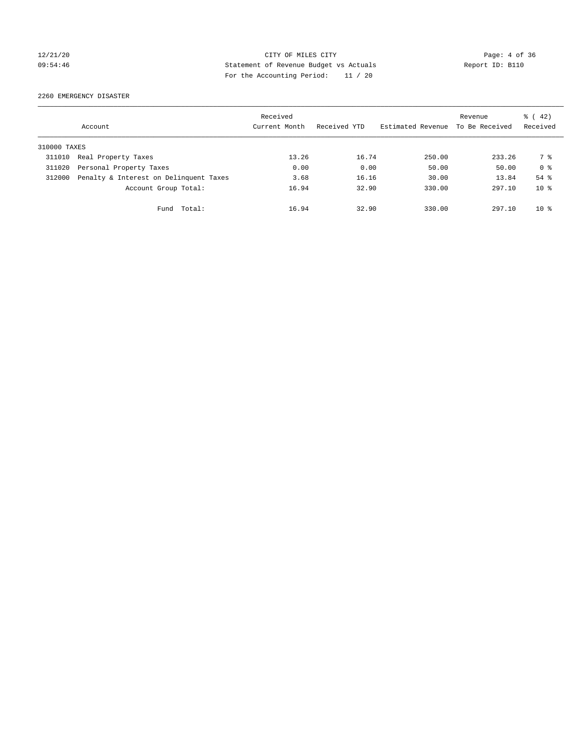CITY OF MILES CITY
Statement of Revenue Budget vs Actuals
For the Accounting Period: 11 / 20

12/21/20
09:54:46

Report ID: B110

2260 EMERGENCY DISASTER

| Account | Received Current Month | Received YTD | Estimated Revenue | Revenue To Be Received | % ( 42) Received |
|---|---|---|---|---|---|
| 310000 TAXES | | | | | |
| 311010 Real Property Taxes | 13.26 | 16.74 | 250.00 | 233.26 | 7 % |
| 311020 Personal Property Taxes | 0.00 | 0.00 | 50.00 | 50.00 | 0 % |
| 312000 Penalty & Interest on Delinquent Taxes | 3.68 | 16.16 | 30.00 | 13.84 | 54 % |
| Account Group Total: | 16.94 | 32.90 | 330.00 | 297.10 | 10 % |
| Fund Total: | 16.94 | 32.90 | 330.00 | 297.10 | 10 % |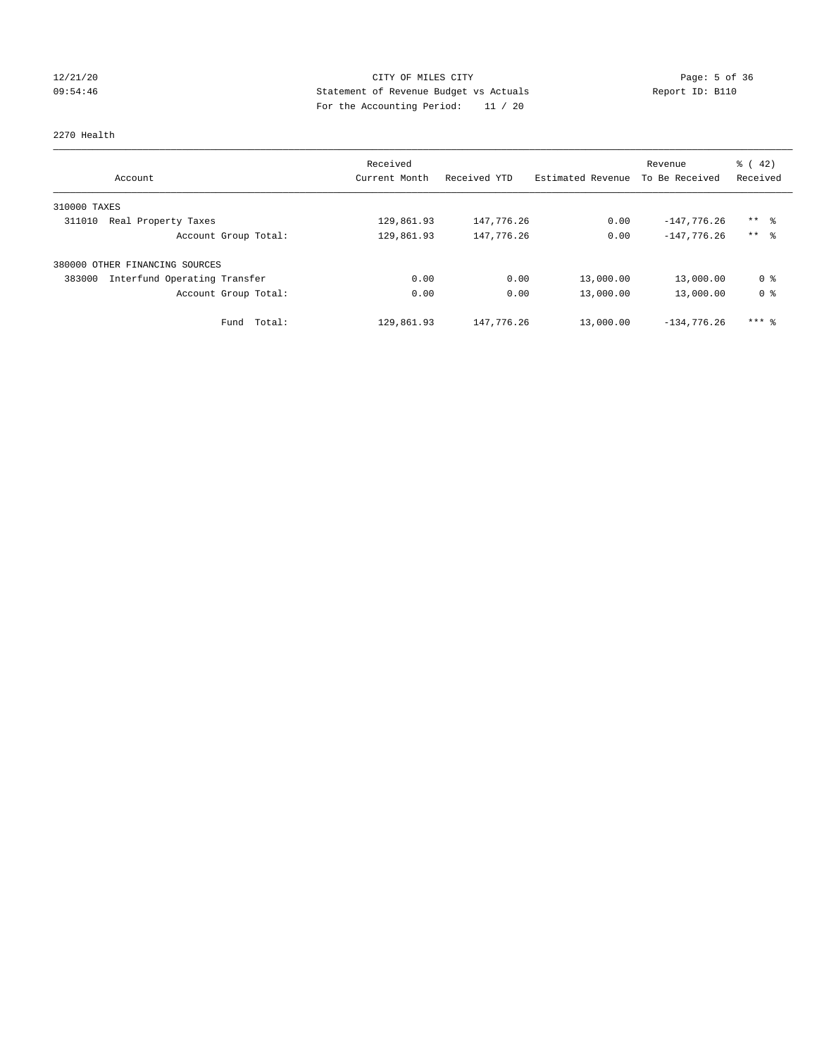CITY OF MILES CITY
Statement of Revenue Budget vs Actuals
For the Accounting Period: 11 / 20

12/21/20
09:54:46

Report ID: B110

2270 Health

| Account | Received Current Month | Received YTD | Estimated Revenue | Revenue To Be Received | % ( 42) Received |
|---|---|---|---|---|---|
| 310000 TAXES | | | | | |
| 311010 Real Property Taxes | 129,861.93 | 147,776.26 | 0.00 | -147,776.26 | ** % |
| Account Group Total: | 129,861.93 | 147,776.26 | 0.00 | -147,776.26 | ** % |
| 380000 OTHER FINANCING SOURCES | | | | | |
| 383000 Interfund Operating Transfer | 0.00 | 0.00 | 13,000.00 | 13,000.00 | 0 % |
| Account Group Total: | 0.00 | 0.00 | 13,000.00 | 13,000.00 | 0 % |
| Fund Total: | 129,861.93 | 147,776.26 | 13,000.00 | -134,776.26 | *** % |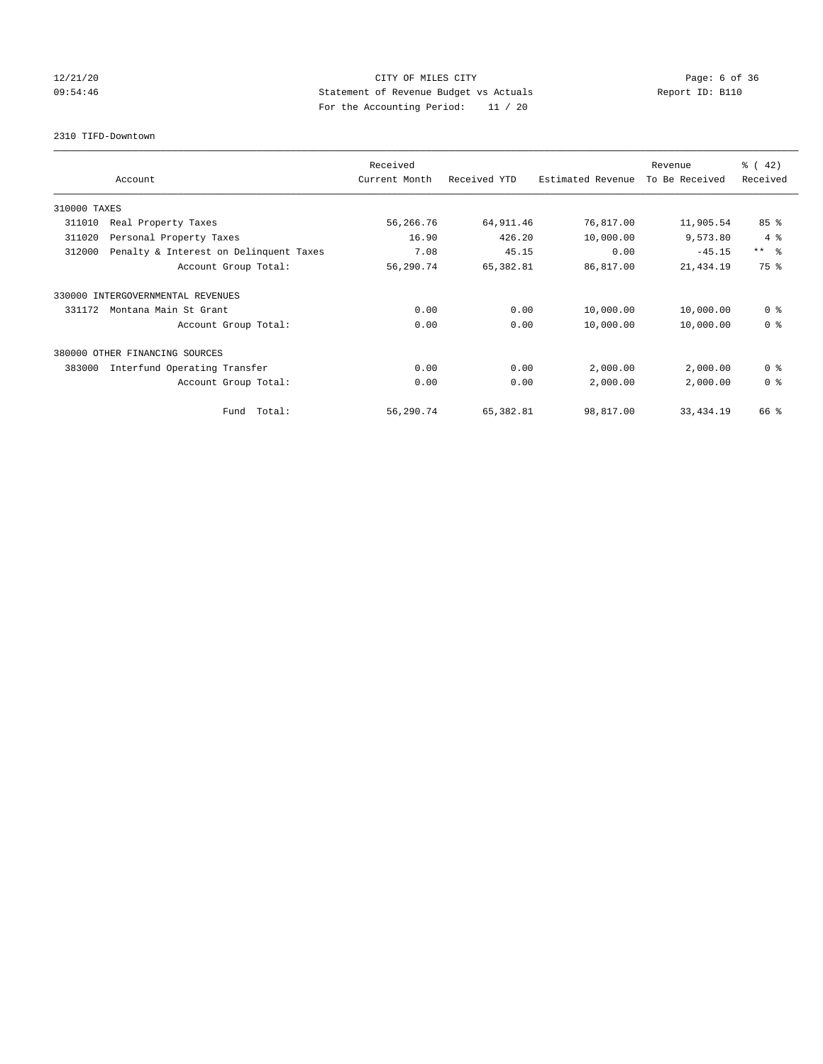CITY OF MILES CITY
Statement of Revenue Budget vs Actuals
For the Accounting Period: 11 / 20

12/21/20
09:54:46

Report ID: B110

2310 TIFD-Downtown

| Account | | Received Current Month | Received YTD | Estimated Revenue | Revenue To Be Received | % ( 42) Received |
|---|---|---|---|---|---|---|
| 310000 TAXES | | | | | | |
| 311010 | Real Property Taxes | 56,266.76 | 64,911.46 | 76,817.00 | 11,905.54 | 85 % |
| 311020 | Personal Property Taxes | 16.90 | 426.20 | 10,000.00 | 9,573.80 | 4 % |
| 312000 | Penalty & Interest on Delinquent Taxes | 7.08 | 45.15 | 0.00 | -45.15 | ** % |
| | Account Group Total: | 56,290.74 | 65,382.81 | 86,817.00 | 21,434.19 | 75 % |
| 330000 INTERGOVERNMENTAL REVENUES | | | | | | |
| 331172 | Montana Main St Grant | 0.00 | 0.00 | 10,000.00 | 10,000.00 | 0 % |
| | Account Group Total: | 0.00 | 0.00 | 10,000.00 | 10,000.00 | 0 % |
| 380000 OTHER FINANCING SOURCES | | | | | | |
| 383000 | Interfund Operating Transfer | 0.00 | 0.00 | 2,000.00 | 2,000.00 | 0 % |
| | Account Group Total: | 0.00 | 0.00 | 2,000.00 | 2,000.00 | 0 % |
| | Fund Total: | 56,290.74 | 65,382.81 | 98,817.00 | 33,434.19 | 66 % |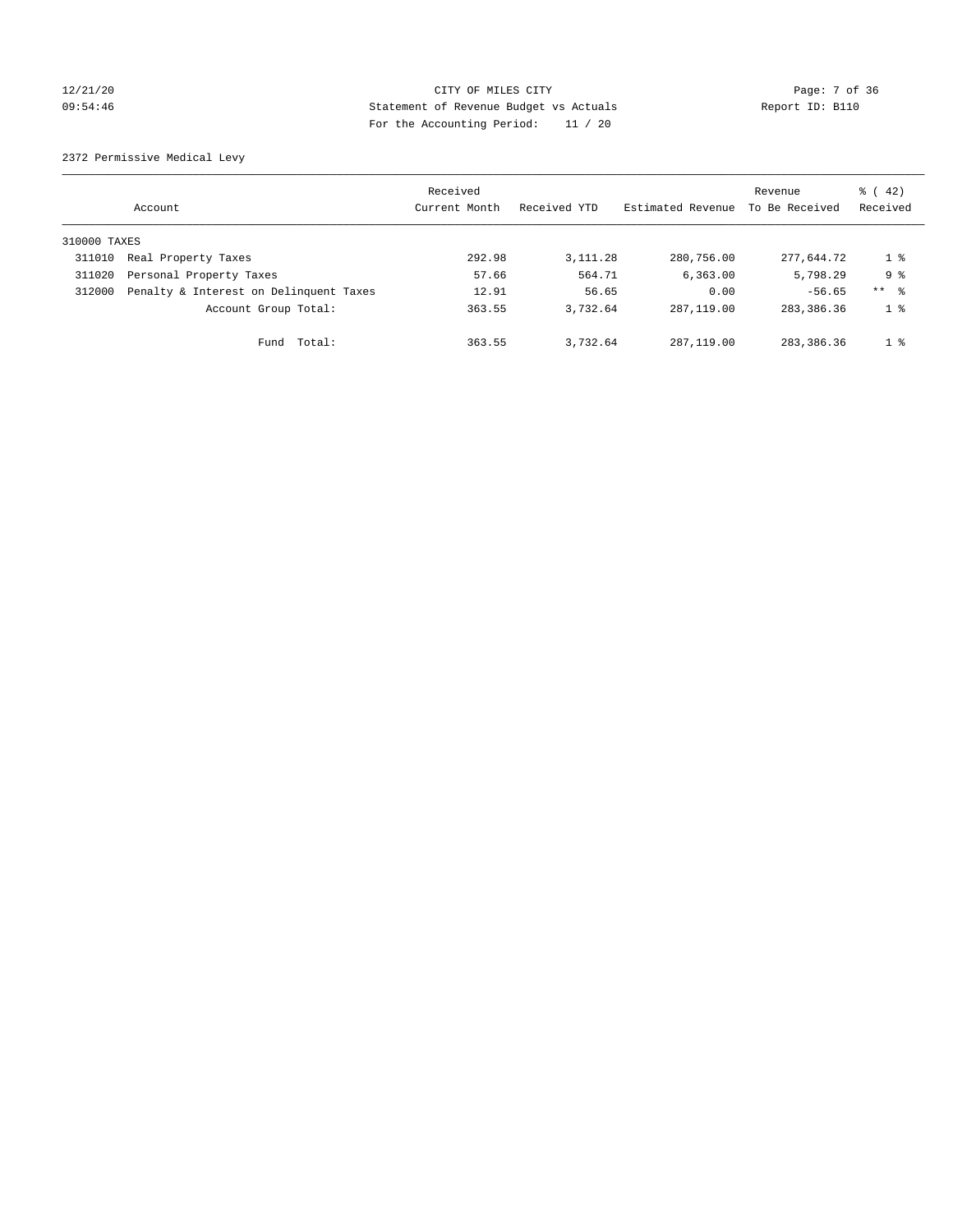CITY OF MILES CITY
Statement of Revenue Budget vs Actuals
For the Accounting Period: 11 / 20

2372 Permissive Medical Levy

| Account | | Received Current Month | Received YTD | Estimated Revenue | Revenue To Be Received | % ( 42) Received |
|---|---|---|---|---|---|---|
| 310000 TAXES | | | | | | |
| 311010 | Real Property Taxes | 292.98 | 3,111.28 | 280,756.00 | 277,644.72 | 1 % |
| 311020 | Personal Property Taxes | 57.66 | 564.71 | 6,363.00 | 5,798.29 | 9 % |
| 312000 | Penalty & Interest on Delinquent Taxes | 12.91 | 56.65 | 0.00 | -56.65 | ** % |
| | Account Group Total: | 363.55 | 3,732.64 | 287,119.00 | 283,386.36 | 1 % |
| | Fund Total: | 363.55 | 3,732.64 | 287,119.00 | 283,386.36 | 1 % |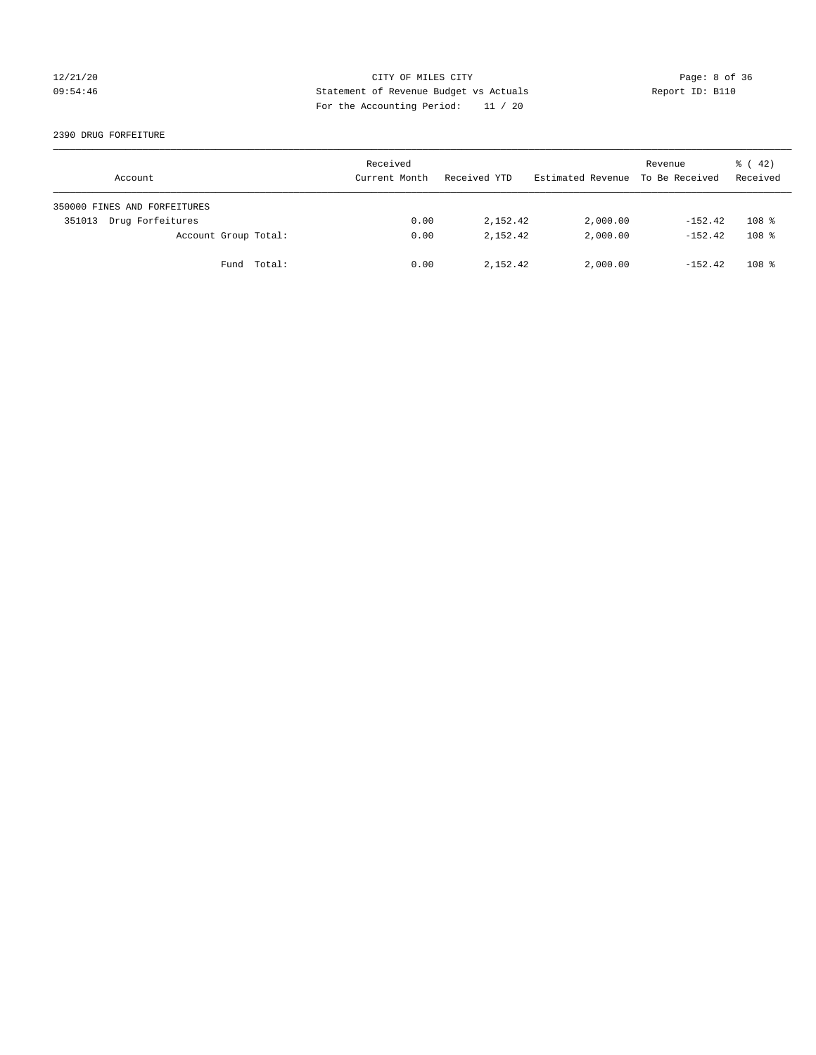CITY OF MILES CITY
Statement of Revenue Budget vs Actuals
For the Accounting Period: 11 / 20

12/21/20
09:54:46

Report ID: B110

2390 DRUG FORFEITURE

| Account | Received Current Month | Received YTD | Estimated Revenue | Revenue To Be Received | % ( 42) Received |
|---|---|---|---|---|---|
| 350000 FINES AND FORFEITURES | | | | | |
| 351013 Drug Forfeitures | 0.00 | 2,152.42 | 2,000.00 | -152.42 | 108 % |
| Account Group Total: | 0.00 | 2,152.42 | 2,000.00 | -152.42 | 108 % |
| Fund Total: | 0.00 | 2,152.42 | 2,000.00 | -152.42 | 108 % |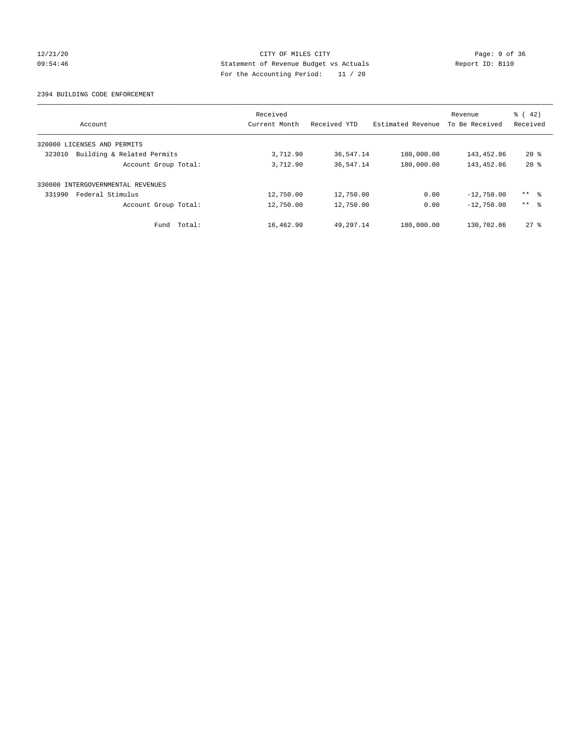CITY OF MILES CITY
Statement of Revenue Budget vs Actuals
For the Accounting Period: 11 / 20

12/21/20
09:54:46

Report ID: B110

2394 BUILDING CODE ENFORCEMENT

| Account | Received Current Month | Received YTD | Estimated Revenue | Revenue To Be Received | % ( 42) Received |
|---|---|---|---|---|---|
| 320000 LICENSES AND PERMITS | | | | | |
| 323010 Building & Related Permits | 3,712.90 | 36,547.14 | 180,000.00 | 143,452.86 | 20 % |
| Account Group Total: | 3,712.90 | 36,547.14 | 180,000.00 | 143,452.86 | 20 % |
| 330000 INTERGOVERNMENTAL REVENUES | | | | | |
| 331990 Federal Stimulus | 12,750.00 | 12,750.00 | 0.00 | -12,750.00 | ** % |
| Account Group Total: | 12,750.00 | 12,750.00 | 0.00 | -12,750.00 | ** % |
| Fund Total: | 16,462.90 | 49,297.14 | 180,000.00 | 130,702.86 | 27 % |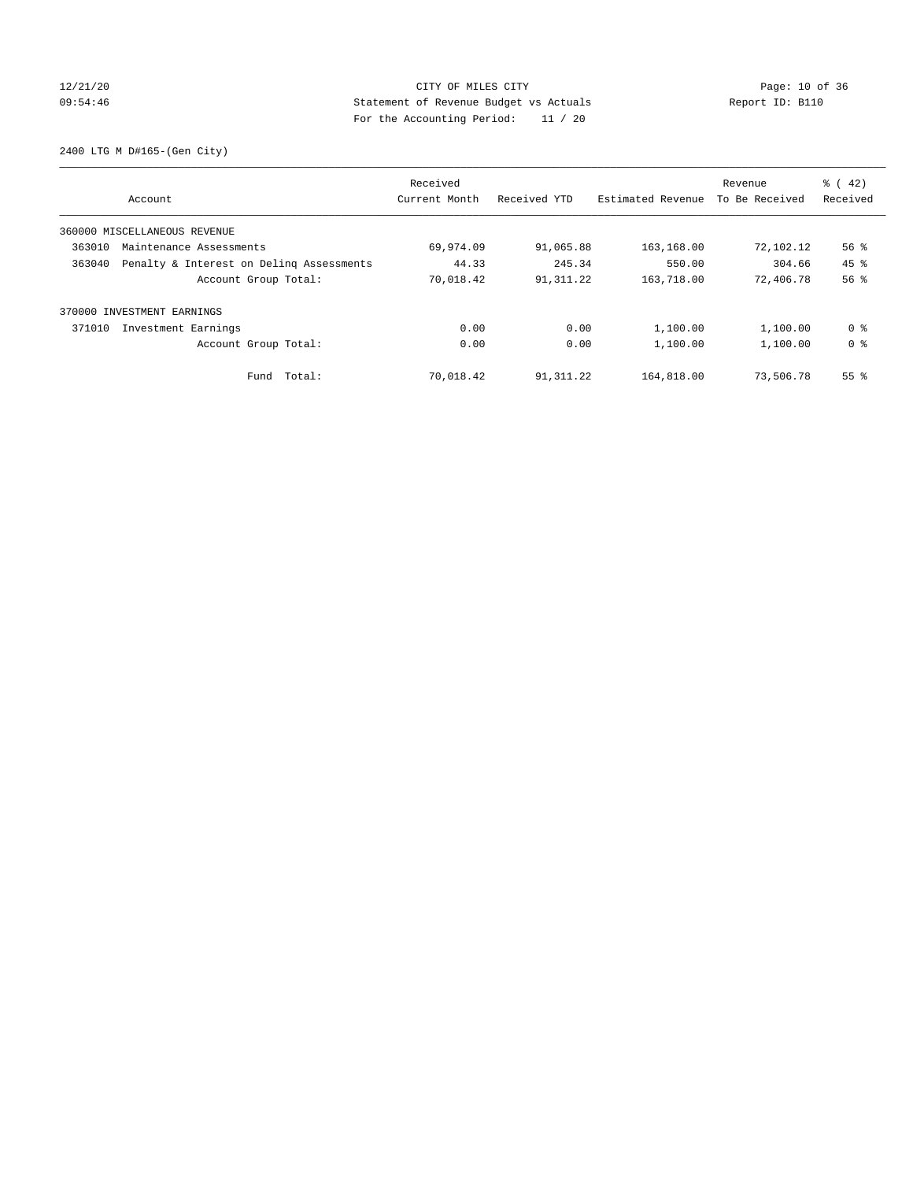CITY OF MILES CITY
Statement of Revenue Budget vs Actuals
For the Accounting Period: 11 / 20

12/21/20
09:54:46

Report ID: B110

2400 LTG M D#165-(Gen City)

| Account | Received Current Month | Received YTD | Estimated Revenue | Revenue To Be Received | % ( 42) Received |
|---|---|---|---|---|---|
| 360000 MISCELLANEOUS REVENUE | | | | | |
| 363010 Maintenance Assessments | 69,974.09 | 91,065.88 | 163,168.00 | 72,102.12 | 56 % |
| 363040 Penalty & Interest on Delinq Assessments | 44.33 | 245.34 | 550.00 | 304.66 | 45 % |
| Account Group Total: | 70,018.42 | 91,311.22 | 163,718.00 | 72,406.78 | 56 % |
| 370000 INVESTMENT EARNINGS | | | | | |
| 371010 Investment Earnings | 0.00 | 0.00 | 1,100.00 | 1,100.00 | 0 % |
| Account Group Total: | 0.00 | 0.00 | 1,100.00 | 1,100.00 | 0 % |
| Fund Total: | 70,018.42 | 91,311.22 | 164,818.00 | 73,506.78 | 55 % |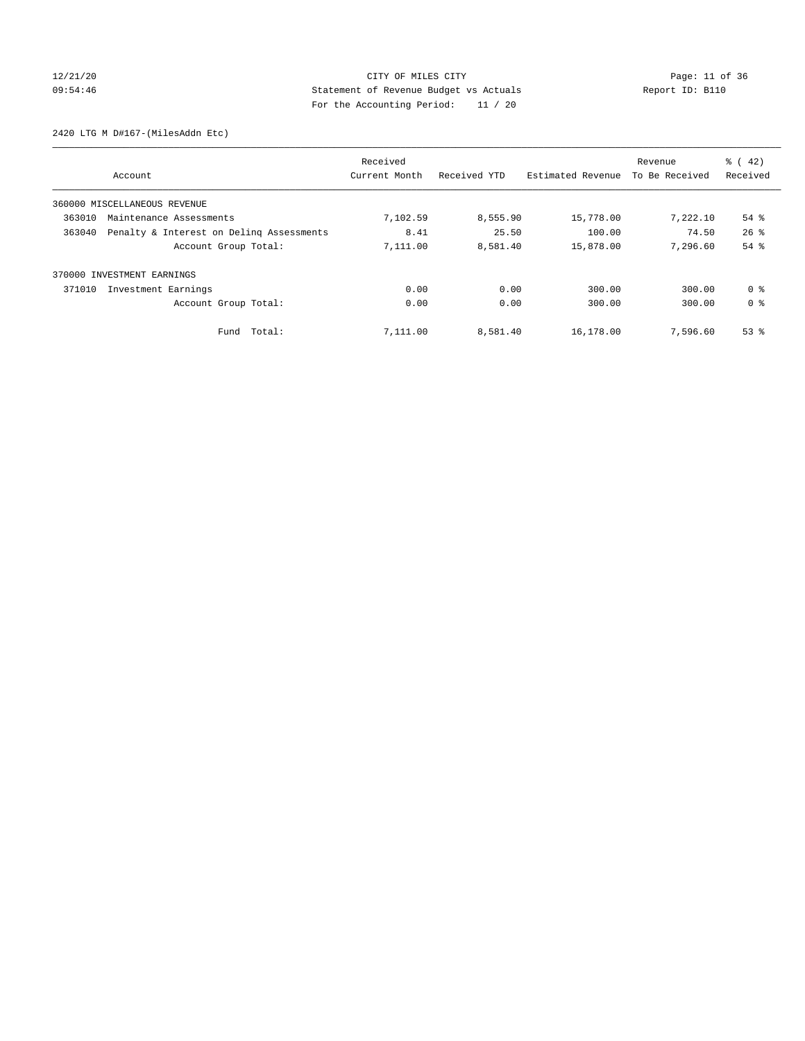CITY OF MILES CITY
Statement of Revenue Budget vs Actuals
For the Accounting Period: 11 / 20

12/21/20
09:54:46

Report ID: B110

2420 LTG M D#167-(MilesAddn Etc)

| Account | Received Current Month | Received YTD | Estimated Revenue | Revenue To Be Received | % ( 42) Received |
|---|---|---|---|---|---|
| 360000 MISCELLANEOUS REVENUE | | | | | |
| 363010 Maintenance Assessments | 7,102.59 | 8,555.90 | 15,778.00 | 7,222.10 | 54 % |
| 363040 Penalty & Interest on Delinq Assessments | 8.41 | 25.50 | 100.00 | 74.50 | 26 % |
| Account Group Total: | 7,111.00 | 8,581.40 | 15,878.00 | 7,296.60 | 54 % |
| 370000 INVESTMENT EARNINGS | | | | | |
| 371010 Investment Earnings | 0.00 | 0.00 | 300.00 | 300.00 | 0 % |
| Account Group Total: | 0.00 | 0.00 | 300.00 | 300.00 | 0 % |
| Fund Total: | 7,111.00 | 8,581.40 | 16,178.00 | 7,596.60 | 53 % |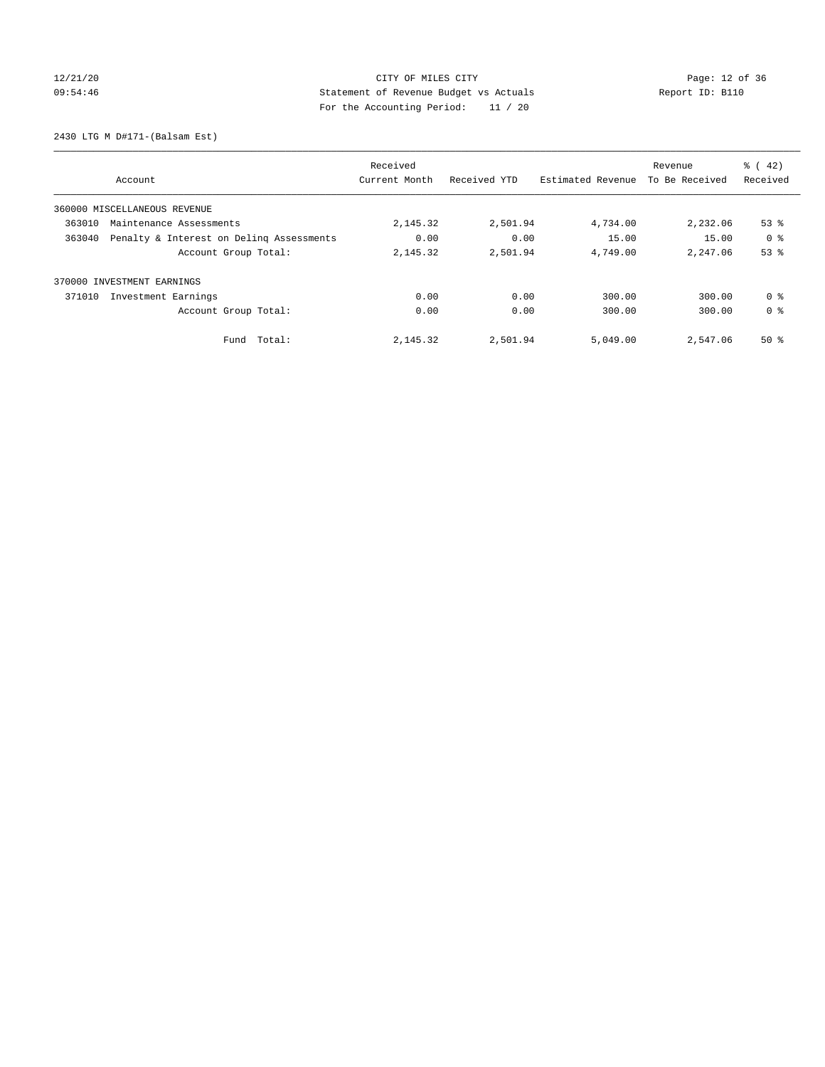CITY OF MILES CITY
Statement of Revenue Budget vs Actuals
For the Accounting Period: 11 / 20

12/21/20
09:54:46

Report ID: B110

2430 LTG M D#171-(Balsam Est)

| Account | Received Current Month | Received YTD | Estimated Revenue | Revenue To Be Received | % ( 42) Received |
|---|---|---|---|---|---|
| 360000 MISCELLANEOUS REVENUE | | | | | |
| 363010 Maintenance Assessments | 2,145.32 | 2,501.94 | 4,734.00 | 2,232.06 | 53 % |
| 363040 Penalty & Interest on Delinq Assessments | 0.00 | 0.00 | 15.00 | 15.00 | 0 % |
| Account Group Total: | 2,145.32 | 2,501.94 | 4,749.00 | 2,247.06 | 53 % |
| 370000 INVESTMENT EARNINGS | | | | | |
| 371010 Investment Earnings | 0.00 | 0.00 | 300.00 | 300.00 | 0 % |
| Account Group Total: | 0.00 | 0.00 | 300.00 | 300.00 | 0 % |
| Fund Total: | 2,145.32 | 2,501.94 | 5,049.00 | 2,547.06 | 50 % |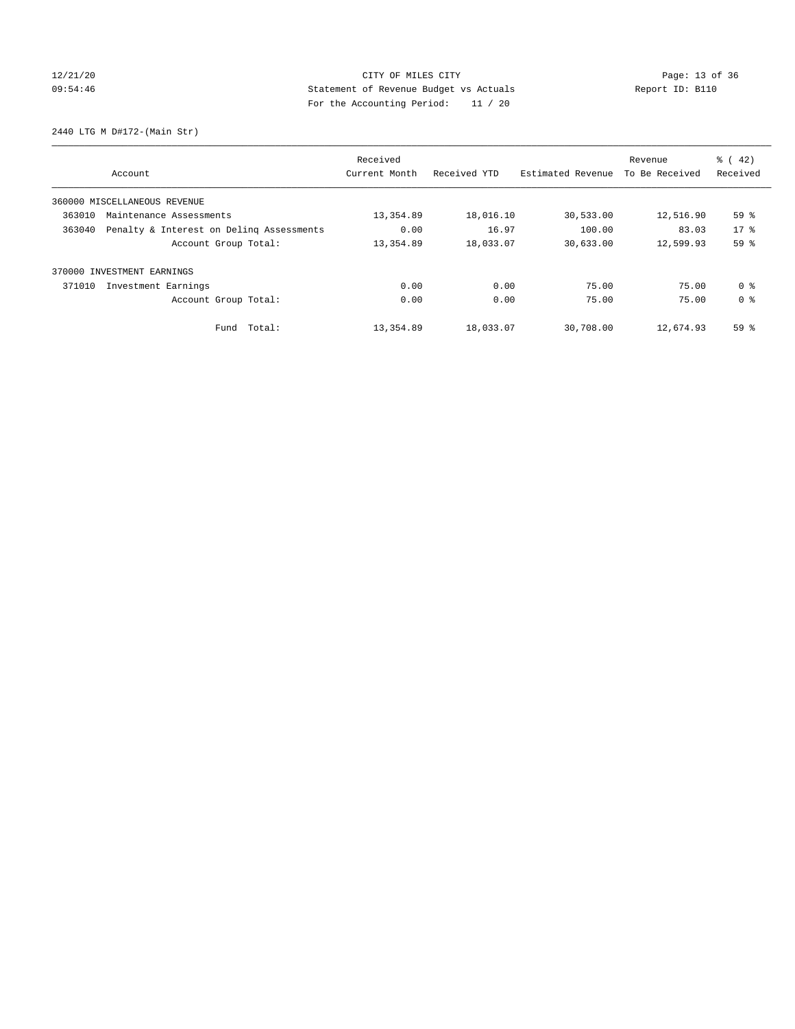CITY OF MILES CITY
Statement of Revenue Budget vs Actuals
For the Accounting Period: 11 / 20

12/21/20
09:54:46

Report ID: B110

2440 LTG M D#172-(Main Str)

| Account | Received Current Month | Received YTD | Estimated Revenue | Revenue To Be Received | % ( 42) Received |
|---|---|---|---|---|---|
| 360000 MISCELLANEOUS REVENUE | | | | | |
| 363010 Maintenance Assessments | 13,354.89 | 18,016.10 | 30,533.00 | 12,516.90 | 59 % |
| 363040 Penalty & Interest on Delinq Assessments | 0.00 | 16.97 | 100.00 | 83.03 | 17 % |
| Account Group Total: | 13,354.89 | 18,033.07 | 30,633.00 | 12,599.93 | 59 % |
| 370000 INVESTMENT EARNINGS | | | | | |
| 371010 Investment Earnings | 0.00 | 0.00 | 75.00 | 75.00 | 0 % |
| Account Group Total: | 0.00 | 0.00 | 75.00 | 75.00 | 0 % |
| Fund Total: | 13,354.89 | 18,033.07 | 30,708.00 | 12,674.93 | 59 % |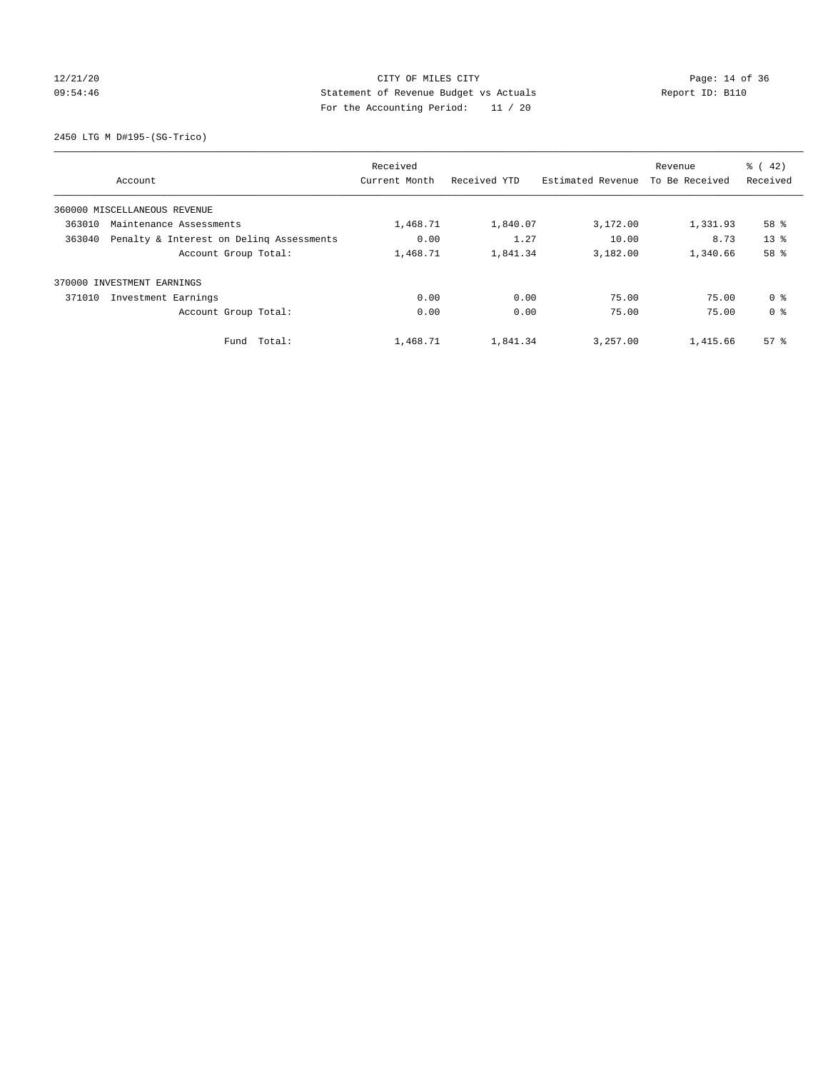CITY OF MILES CITY
Statement of Revenue Budget vs Actuals
For the Accounting Period: 11 / 20

12/21/20
09:54:46

Report ID: B110

2450 LTG M D#195-(SG-Trico)

| Account | Received Current Month | Received YTD | Estimated Revenue | Revenue To Be Received | % ( 42) Received |
|---|---|---|---|---|---|
| 360000 MISCELLANEOUS REVENUE | | | | | |
| 363010 Maintenance Assessments | 1,468.71 | 1,840.07 | 3,172.00 | 1,331.93 | 58 % |
| 363040 Penalty & Interest on Delinq Assessments | 0.00 | 1.27 | 10.00 | 8.73 | 13 % |
| Account Group Total: | 1,468.71 | 1,841.34 | 3,182.00 | 1,340.66 | 58 % |
| 370000 INVESTMENT EARNINGS | | | | | |
| 371010 Investment Earnings | 0.00 | 0.00 | 75.00 | 75.00 | 0 % |
| Account Group Total: | 0.00 | 0.00 | 75.00 | 75.00 | 0 % |
| Fund Total: | 1,468.71 | 1,841.34 | 3,257.00 | 1,415.66 | 57 % |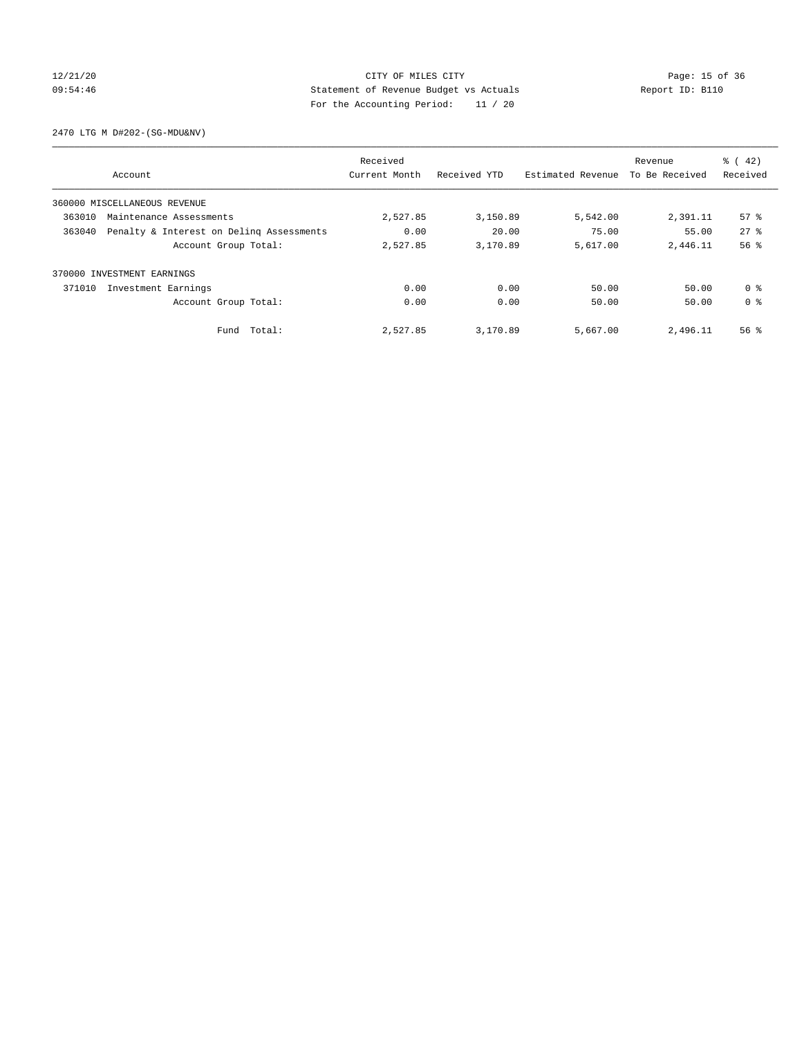# CITY OF MILES CITY

## Statement of Revenue Budget vs Actuals

For the Accounting Period: 11 / 20

12/21/20 09:54:46 — Report ID: B110

### 2470 LTG M D#202-(SG-MDU&NV)

| Account | | Received Current Month | Received YTD | Estimated Revenue | Revenue To Be Received | % ( 42) Received |
|---|---|---|---|---|---|---|
| 360000 MISCELLANEOUS REVENUE | | | | | | |
| 363010 | Maintenance Assessments | 2,527.85 | 3,150.89 | 5,542.00 | 2,391.11 | 57 % |
| 363040 | Penalty & Interest on Delinq Assessments | 0.00 | 20.00 | 75.00 | 55.00 | 27 % |
| | Account Group Total: | 2,527.85 | 3,170.89 | 5,617.00 | 2,446.11 | 56 % |
| 370000 INVESTMENT EARNINGS | | | | | | |
| 371010 | Investment Earnings | 0.00 | 0.00 | 50.00 | 50.00 | 0 % |
| | Account Group Total: | 0.00 | 0.00 | 50.00 | 50.00 | 0 % |
| | Fund Total: | 2,527.85 | 3,170.89 | 5,667.00 | 2,496.11 | 56 % |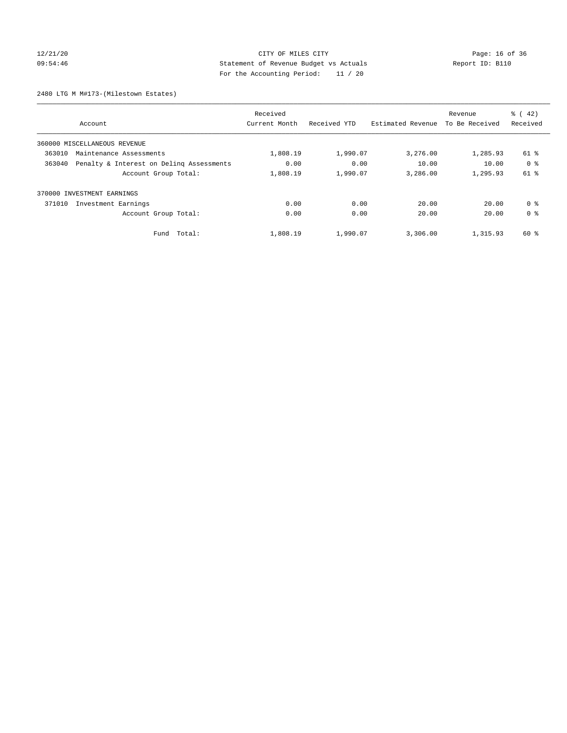CITY OF MILES CITY
Statement of Revenue Budget vs Actuals
For the Accounting Period: 11 / 20

12/21/20
09:54:46

Report ID: B110

2480 LTG M M#173-(Milestown Estates)

| Account | Received Current Month | Received YTD | Estimated Revenue | Revenue To Be Received | % ( 42) Received |
|---|---|---|---|---|---|
| 360000 MISCELLANEOUS REVENUE | | | | | |
| 363010 Maintenance Assessments | 1,808.19 | 1,990.07 | 3,276.00 | 1,285.93 | 61 % |
| 363040 Penalty & Interest on Delinq Assessments | 0.00 | 0.00 | 10.00 | 10.00 | 0 % |
| Account Group Total: | 1,808.19 | 1,990.07 | 3,286.00 | 1,295.93 | 61 % |
| 370000 INVESTMENT EARNINGS | | | | | |
| 371010 Investment Earnings | 0.00 | 0.00 | 20.00 | 20.00 | 0 % |
| Account Group Total: | 0.00 | 0.00 | 20.00 | 20.00 | 0 % |
| Fund Total: | 1,808.19 | 1,990.07 | 3,306.00 | 1,315.93 | 60 % |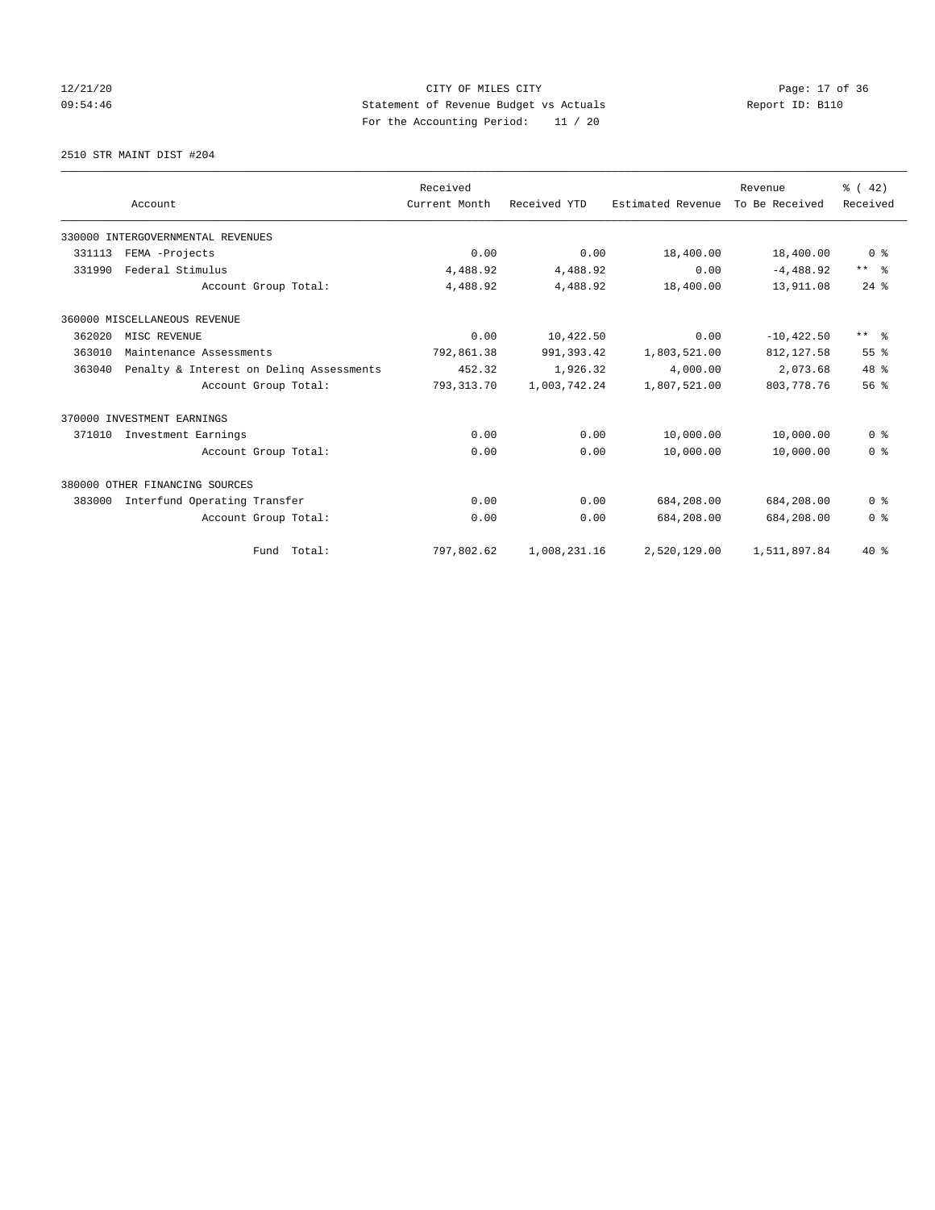CITY OF MILES CITY

Statement of Revenue Budget vs Actuals

For the Accounting Period: 11 / 20

12/21/20 09:54:46 — Report ID: B110

2510 STR MAINT DIST #204

| Account | Received Current Month | Received YTD | Estimated Revenue | Revenue To Be Received | % ( 42) Received |
|---|---|---|---|---|---|
| 330000 INTERGOVERNMENTAL REVENUES | | | | | |
| 331113 FEMA -Projects | 0.00 | 0.00 | 18,400.00 | 18,400.00 | 0 % |
| 331990 Federal Stimulus | 4,488.92 | 4,488.92 | 0.00 | -4,488.92 | ** % |
| Account Group Total: | 4,488.92 | 4,488.92 | 18,400.00 | 13,911.08 | 24 % |
| 360000 MISCELLANEOUS REVENUE | | | | | |
| 362020 MISC REVENUE | 0.00 | 10,422.50 | 0.00 | -10,422.50 | ** % |
| 363010 Maintenance Assessments | 792,861.38 | 991,393.42 | 1,803,521.00 | 812,127.58 | 55 % |
| 363040 Penalty & Interest on Delinq Assessments | 452.32 | 1,926.32 | 4,000.00 | 2,073.68 | 48 % |
| Account Group Total: | 793,313.70 | 1,003,742.24 | 1,807,521.00 | 803,778.76 | 56 % |
| 370000 INVESTMENT EARNINGS | | | | | |
| 371010 Investment Earnings | 0.00 | 0.00 | 10,000.00 | 10,000.00 | 0 % |
| Account Group Total: | 0.00 | 0.00 | 10,000.00 | 10,000.00 | 0 % |
| 380000 OTHER FINANCING SOURCES | | | | | |
| 383000 Interfund Operating Transfer | 0.00 | 0.00 | 684,208.00 | 684,208.00 | 0 % |
| Account Group Total: | 0.00 | 0.00 | 684,208.00 | 684,208.00 | 0 % |
| Fund Total: | 797,802.62 | 1,008,231.16 | 2,520,129.00 | 1,511,897.84 | 40 % |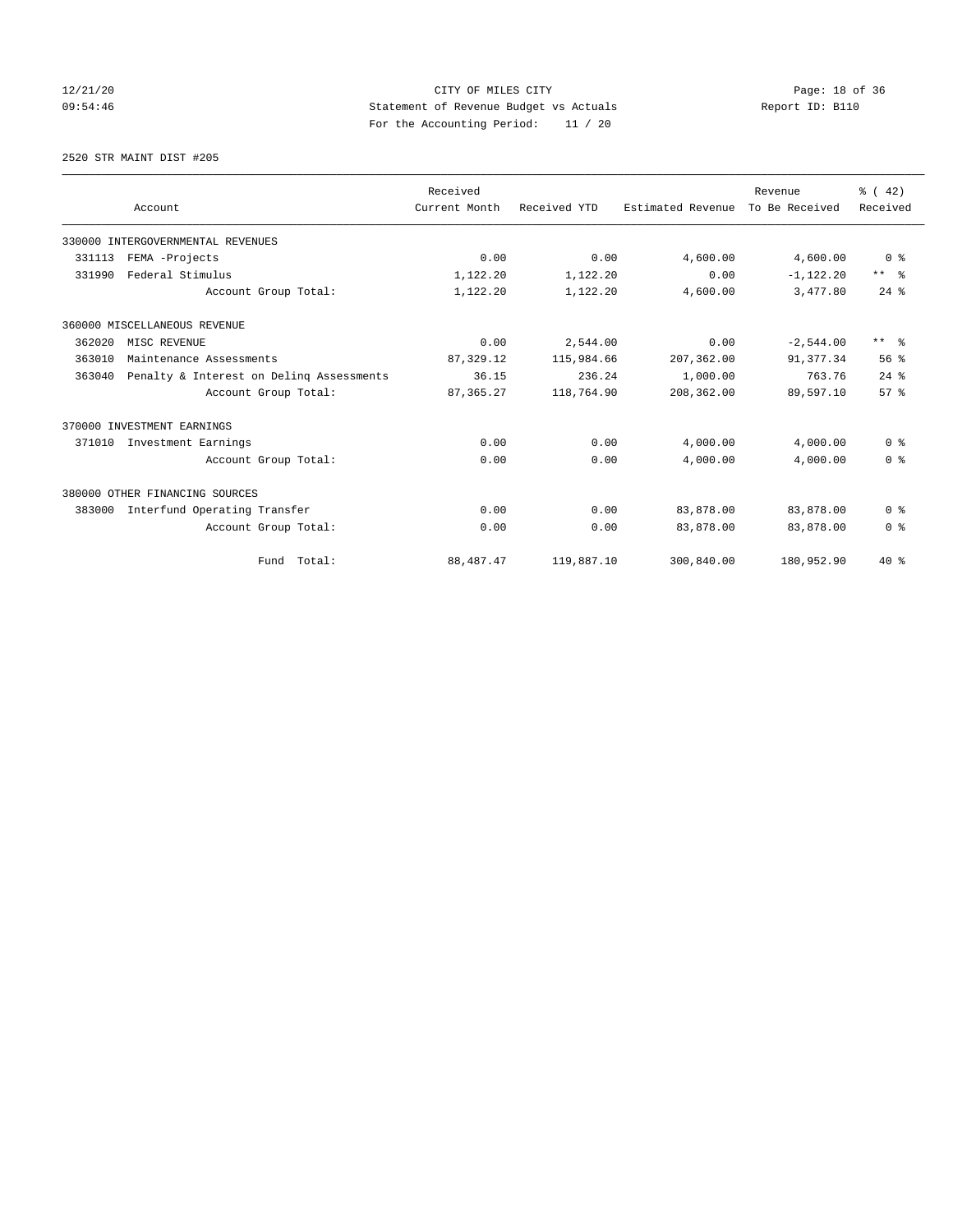CITY OF MILES CITY
Statement of Revenue Budget vs Actuals
For the Accounting Period: 11 / 20

12/21/20
09:54:46

Report ID: B110

2520 STR MAINT DIST #205

| Account | | Received Current Month | Received YTD | Estimated Revenue | Revenue To Be Received | % ( 42) Received |
|---|---|---|---|---|---|---|
| 330000 INTERGOVERNMENTAL REVENUES | | | | | | |
| 331113 | FEMA -Projects | 0.00 | 0.00 | 4,600.00 | 4,600.00 | 0 % |
| 331990 | Federal Stimulus | 1,122.20 | 1,122.20 | 0.00 | -1,122.20 | ** % |
| | Account Group Total: | 1,122.20 | 1,122.20 | 4,600.00 | 3,477.80 | 24 % |
| 360000 MISCELLANEOUS REVENUE | | | | | | |
| 362020 | MISC REVENUE | 0.00 | 2,544.00 | 0.00 | -2,544.00 | ** % |
| 363010 | Maintenance Assessments | 87,329.12 | 115,984.66 | 207,362.00 | 91,377.34 | 56 % |
| 363040 | Penalty & Interest on Delinq Assessments | 36.15 | 236.24 | 1,000.00 | 763.76 | 24 % |
| | Account Group Total: | 87,365.27 | 118,764.90 | 208,362.00 | 89,597.10 | 57 % |
| 370000 INVESTMENT EARNINGS | | | | | | |
| 371010 | Investment Earnings | 0.00 | 0.00 | 4,000.00 | 4,000.00 | 0 % |
| | Account Group Total: | 0.00 | 0.00 | 4,000.00 | 4,000.00 | 0 % |
| 380000 OTHER FINANCING SOURCES | | | | | | |
| 383000 | Interfund Operating Transfer | 0.00 | 0.00 | 83,878.00 | 83,878.00 | 0 % |
| | Account Group Total: | 0.00 | 0.00 | 83,878.00 | 83,878.00 | 0 % |
| | Fund Total: | 88,487.47 | 119,887.10 | 300,840.00 | 180,952.90 | 40 % |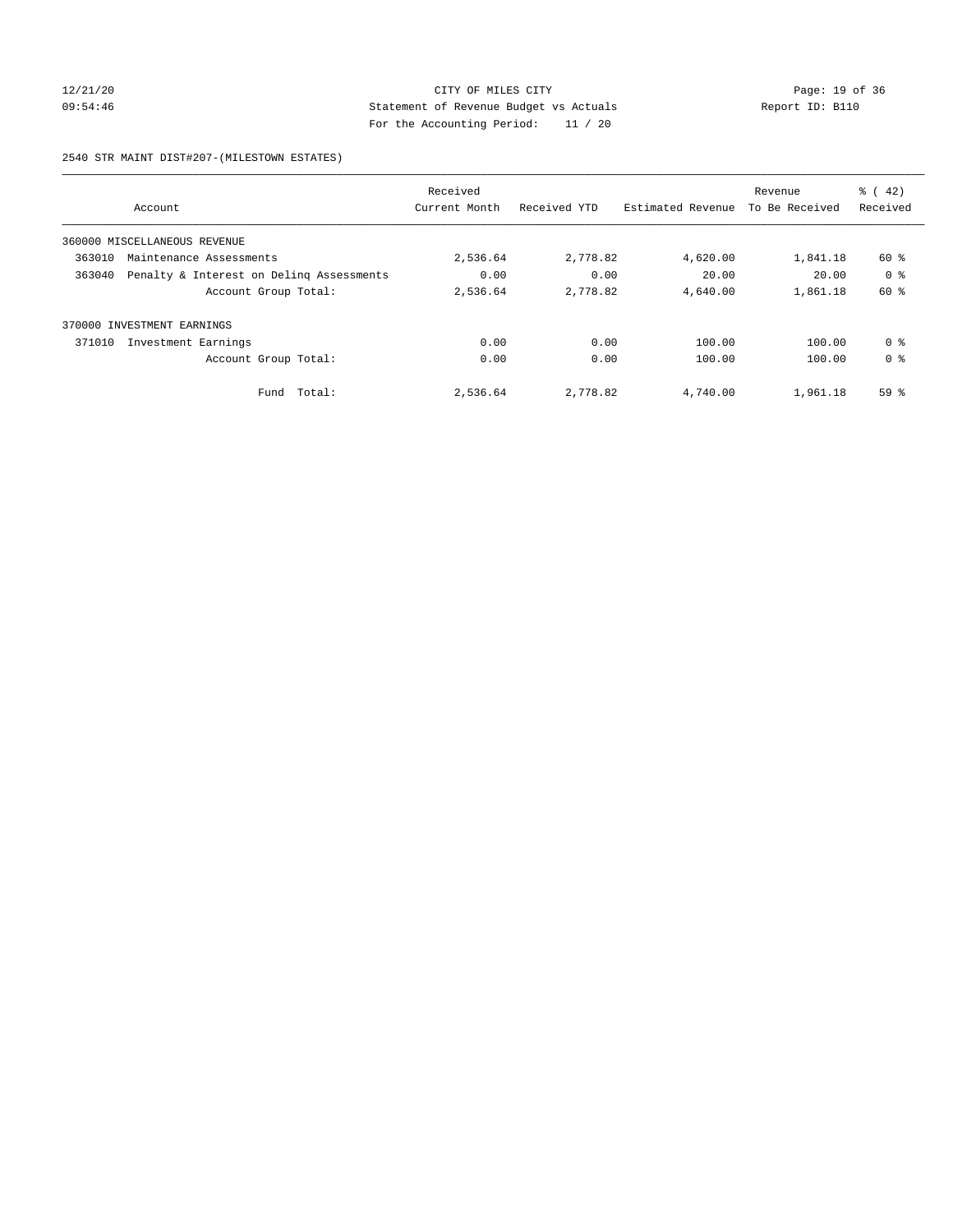CITY OF MILES CITY

Statement of Revenue Budget vs Actuals

For the Accounting Period: 11 / 20

12/21/20 09:54:46 — Report ID: B110

2540 STR MAINT DIST#207-(MILESTOWN ESTATES)

| Account | | Received Current Month | Received YTD | Estimated Revenue | Revenue To Be Received | % ( 42) Received |
|---|---|---|---|---|---|---|
| 360000 MISCELLANEOUS REVENUE | | | | | | |
| 363010 | Maintenance Assessments | 2,536.64 | 2,778.82 | 4,620.00 | 1,841.18 | 60 % |
| 363040 | Penalty & Interest on Delinq Assessments | 0.00 | 0.00 | 20.00 | 20.00 | 0 % |
| | Account Group Total: | 2,536.64 | 2,778.82 | 4,640.00 | 1,861.18 | 60 % |
| 370000 INVESTMENT EARNINGS | | | | | | |
| 371010 | Investment Earnings | 0.00 | 0.00 | 100.00 | 100.00 | 0 % |
| | Account Group Total: | 0.00 | 0.00 | 100.00 | 100.00 | 0 % |
| | Fund Total: | 2,536.64 | 2,778.82 | 4,740.00 | 1,961.18 | 59 % |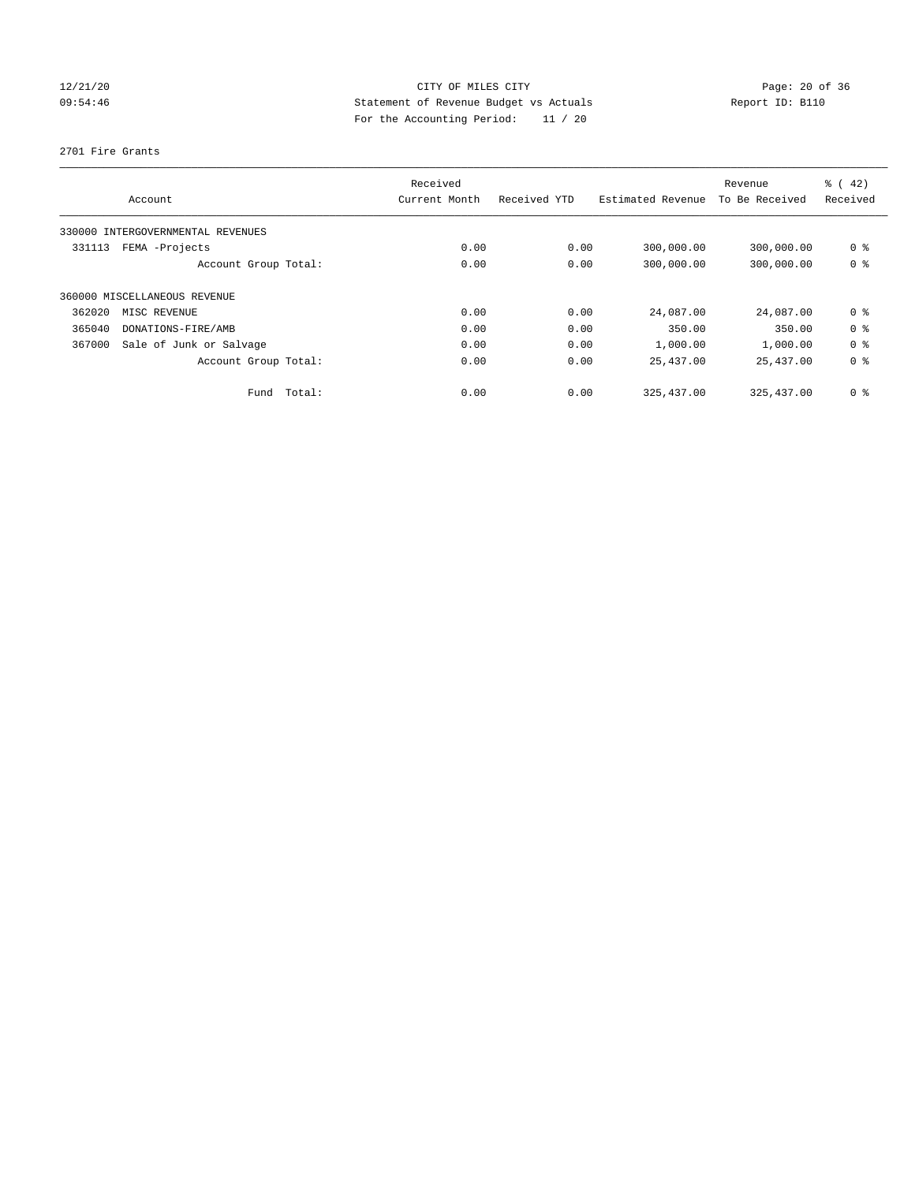CITY OF MILES CITY
Statement of Revenue Budget vs Actuals
For the Accounting Period: 11 / 20

12/21/20
09:54:46

Report ID: B110

2701 Fire Grants

| Account | Received Current Month | Received YTD | Estimated Revenue | Revenue To Be Received | % ( 42) Received |
|---|---|---|---|---|---|
| 330000 INTERGOVERNMENTAL REVENUES | | | | | |
| 331113 FEMA -Projects | 0.00 | 0.00 | 300,000.00 | 300,000.00 | 0 % |
| Account Group Total: | 0.00 | 0.00 | 300,000.00 | 300,000.00 | 0 % |
| 360000 MISCELLANEOUS REVENUE | | | | | |
| 362020 MISC REVENUE | 0.00 | 0.00 | 24,087.00 | 24,087.00 | 0 % |
| 365040 DONATIONS-FIRE/AMB | 0.00 | 0.00 | 350.00 | 350.00 | 0 % |
| 367000 Sale of Junk or Salvage | 0.00 | 0.00 | 1,000.00 | 1,000.00 | 0 % |
| Account Group Total: | 0.00 | 0.00 | 25,437.00 | 25,437.00 | 0 % |
| Fund Total: | 0.00 | 0.00 | 325,437.00 | 325,437.00 | 0 % |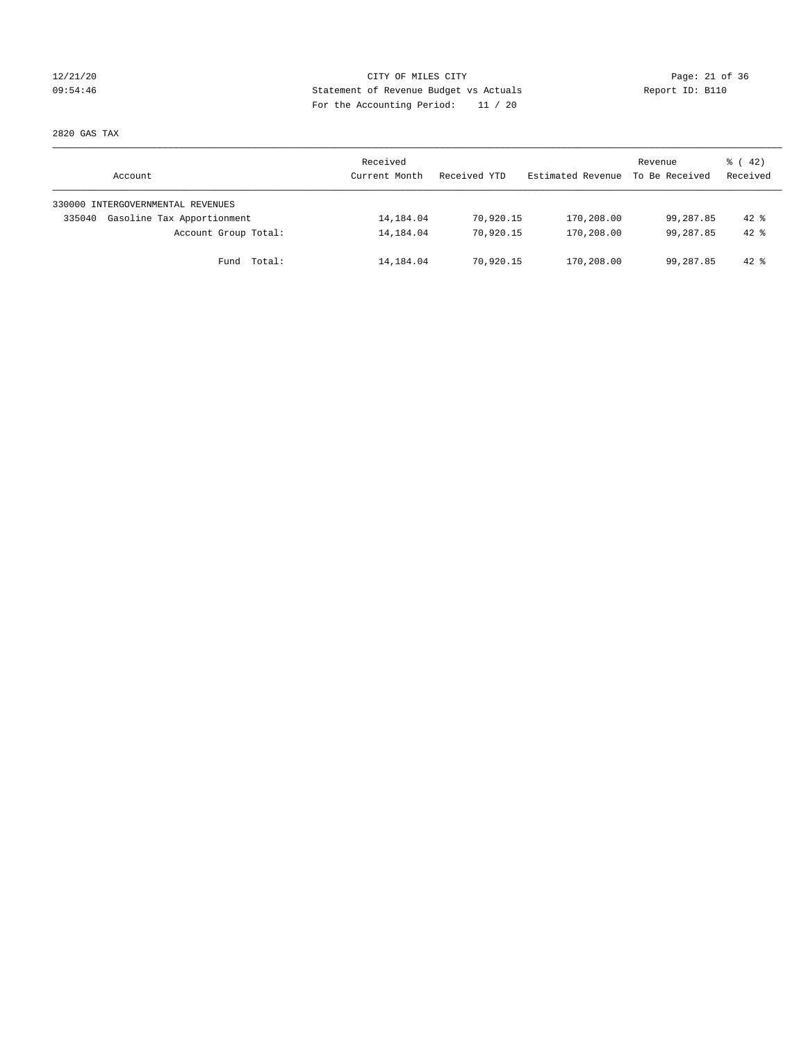CITY OF MILES CITY
Statement of Revenue Budget vs Actuals
For the Accounting Period: 11 / 20

12/21/20
09:54:46

Report ID: B110

2820 GAS TAX

| Account | Received Current Month | Received YTD | Estimated Revenue | Revenue To Be Received | % ( 42) Received |
|---|---|---|---|---|---|
| 330000 INTERGOVERNMENTAL REVENUES | | | | | |
| 335040 Gasoline Tax Apportionment | 14,184.04 | 70,920.15 | 170,208.00 | 99,287.85 | 42 % |
| Account Group Total: | 14,184.04 | 70,920.15 | 170,208.00 | 99,287.85 | 42 % |
| Fund Total: | 14,184.04 | 70,920.15 | 170,208.00 | 99,287.85 | 42 % |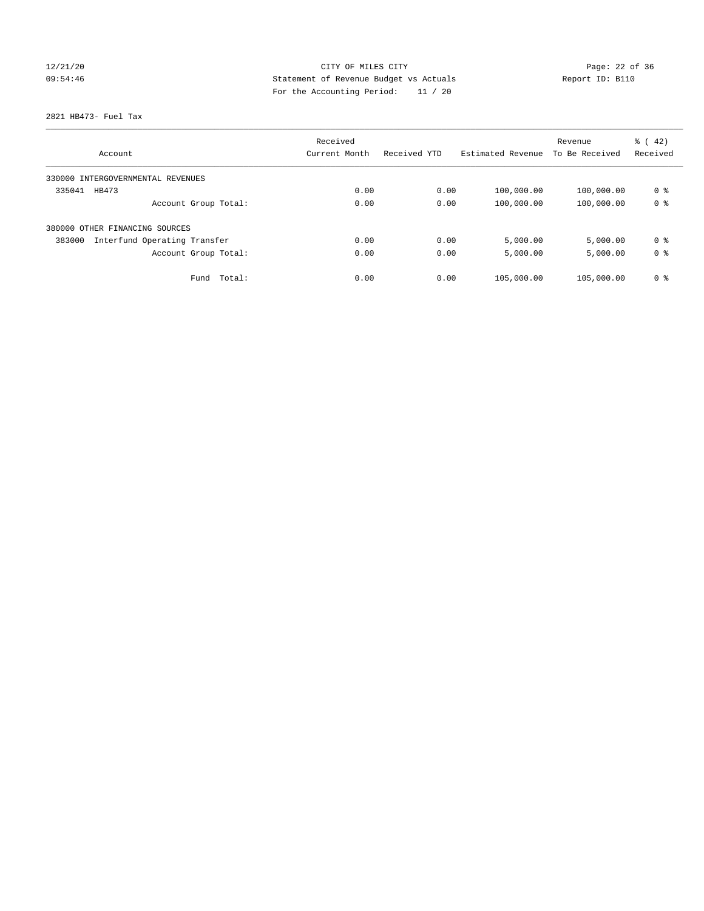CITY OF MILES CITY
Statement of Revenue Budget vs Actuals
For the Accounting Period: 11 / 20

12/21/20
09:54:46

Report ID: B110

2821 HB473- Fuel Tax

| Account | Received Current Month | Received YTD | Estimated Revenue | Revenue To Be Received | % ( 42) Received |
|---|---|---|---|---|---|
| 330000 INTERGOVERNMENTAL REVENUES | | | | | |
| 335041 HB473 | 0.00 | 0.00 | 100,000.00 | 100,000.00 | 0 % |
| Account Group Total: | 0.00 | 0.00 | 100,000.00 | 100,000.00 | 0 % |
| 380000 OTHER FINANCING SOURCES | | | | | |
| 383000 Interfund Operating Transfer | 0.00 | 0.00 | 5,000.00 | 5,000.00 | 0 % |
| Account Group Total: | 0.00 | 0.00 | 5,000.00 | 5,000.00 | 0 % |
| Fund Total: | 0.00 | 0.00 | 105,000.00 | 105,000.00 | 0 % |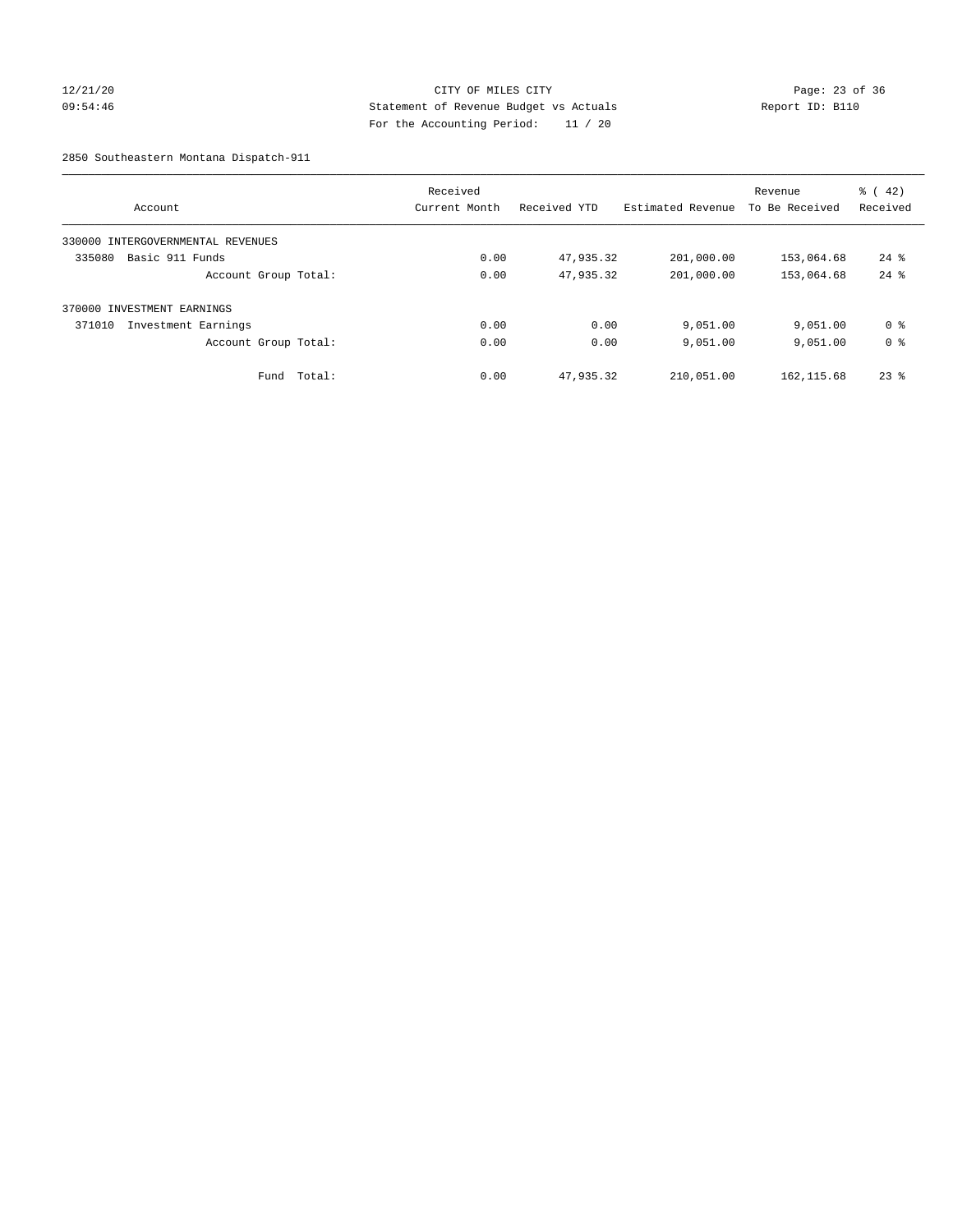CITY OF MILES CITY
Statement of Revenue Budget vs Actuals
For the Accounting Period: 11 / 20

12/21/20
09:54:46

Report ID: B110

2850 Southeastern Montana Dispatch-911

| Account | Received Current Month | Received YTD | Estimated Revenue | Revenue To Be Received | % ( 42) Received |
|---|---|---|---|---|---|
| 330000 INTERGOVERNMENTAL REVENUES | | | | | |
| 335080 Basic 911 Funds | 0.00 | 47,935.32 | 201,000.00 | 153,064.68 | 24 % |
| Account Group Total: | 0.00 | 47,935.32 | 201,000.00 | 153,064.68 | 24 % |
| 370000 INVESTMENT EARNINGS | | | | | |
| 371010 Investment Earnings | 0.00 | 0.00 | 9,051.00 | 9,051.00 | 0 % |
| Account Group Total: | 0.00 | 0.00 | 9,051.00 | 9,051.00 | 0 % |
| Fund Total: | 0.00 | 47,935.32 | 210,051.00 | 162,115.68 | 23 % |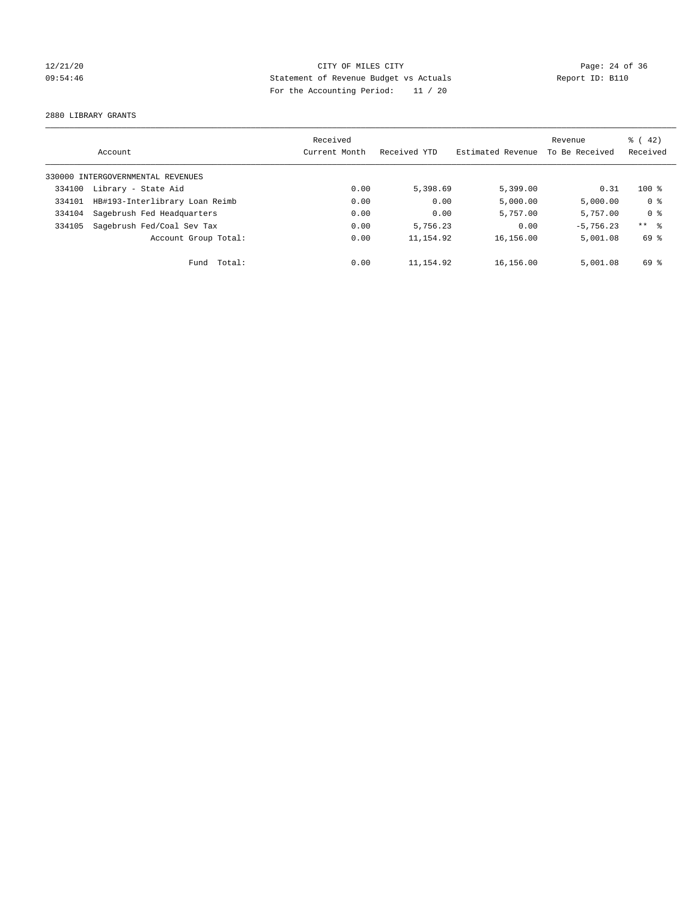CITY OF MILES CITY

Statement of Revenue Budget vs Actuals

For the Accounting Period: 11 / 20

12/21/20 09:54:46 Report ID: B110

2880 LIBRARY GRANTS

| Account | | Received Current Month | Received YTD | Estimated Revenue | Revenue To Be Received | % ( 42) Received |
|---|---|---|---|---|---|---|
| 330000 INTERGOVERNMENTAL REVENUES | | | | | | |
| 334100 | Library - State Aid | 0.00 | 5,398.69 | 5,399.00 | 0.31 | 100 % |
| 334101 | HB#193-Interlibrary Loan Reimb | 0.00 | 0.00 | 5,000.00 | 5,000.00 | 0 % |
| 334104 | Sagebrush Fed Headquarters | 0.00 | 0.00 | 5,757.00 | 5,757.00 | 0 % |
| 334105 | Sagebrush Fed/Coal Sev Tax | 0.00 | 5,756.23 | 0.00 | -5,756.23 | ** % |
| | Account Group Total: | 0.00 | 11,154.92 | 16,156.00 | 5,001.08 | 69 % |
| | Fund Total: | 0.00 | 11,154.92 | 16,156.00 | 5,001.08 | 69 % |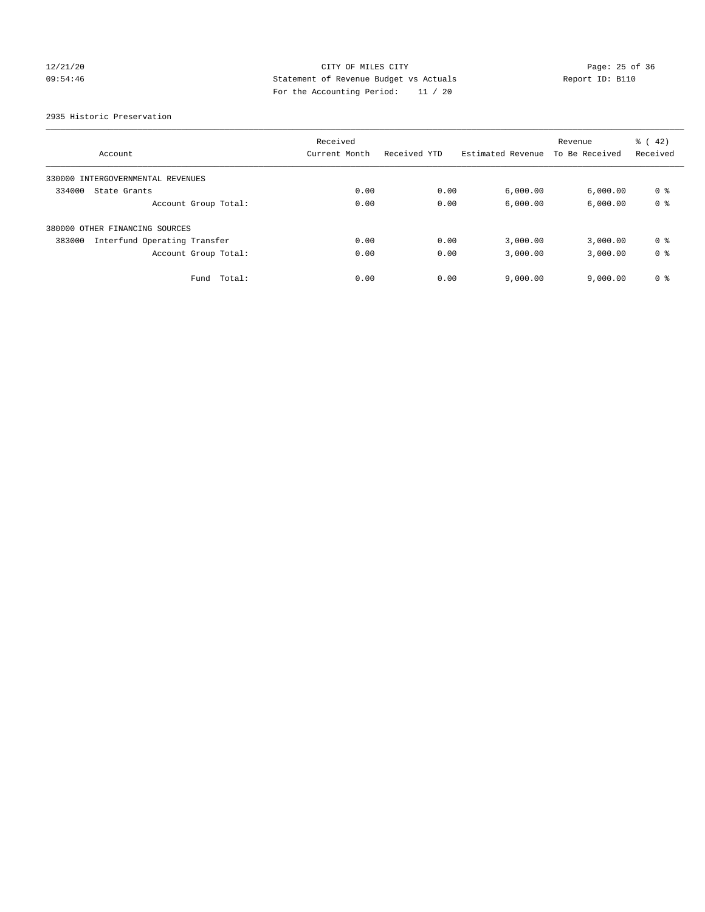CITY OF MILES CITY
Statement of Revenue Budget vs Actuals
For the Accounting Period: 11 / 20

12/21/20
09:54:46

Report ID: B110

2935 Historic Preservation

| Account | Received Current Month | Received YTD | Estimated Revenue | Revenue To Be Received | % ( 42) Received |
|---|---|---|---|---|---|
| 330000 INTERGOVERNMENTAL REVENUES | | | | | |
| 334000 State Grants | 0.00 | 0.00 | 6,000.00 | 6,000.00 | 0 % |
| Account Group Total: | 0.00 | 0.00 | 6,000.00 | 6,000.00 | 0 % |
| 380000 OTHER FINANCING SOURCES | | | | | |
| 383000 Interfund Operating Transfer | 0.00 | 0.00 | 3,000.00 | 3,000.00 | 0 % |
| Account Group Total: | 0.00 | 0.00 | 3,000.00 | 3,000.00 | 0 % |
| Fund Total: | 0.00 | 0.00 | 9,000.00 | 9,000.00 | 0 % |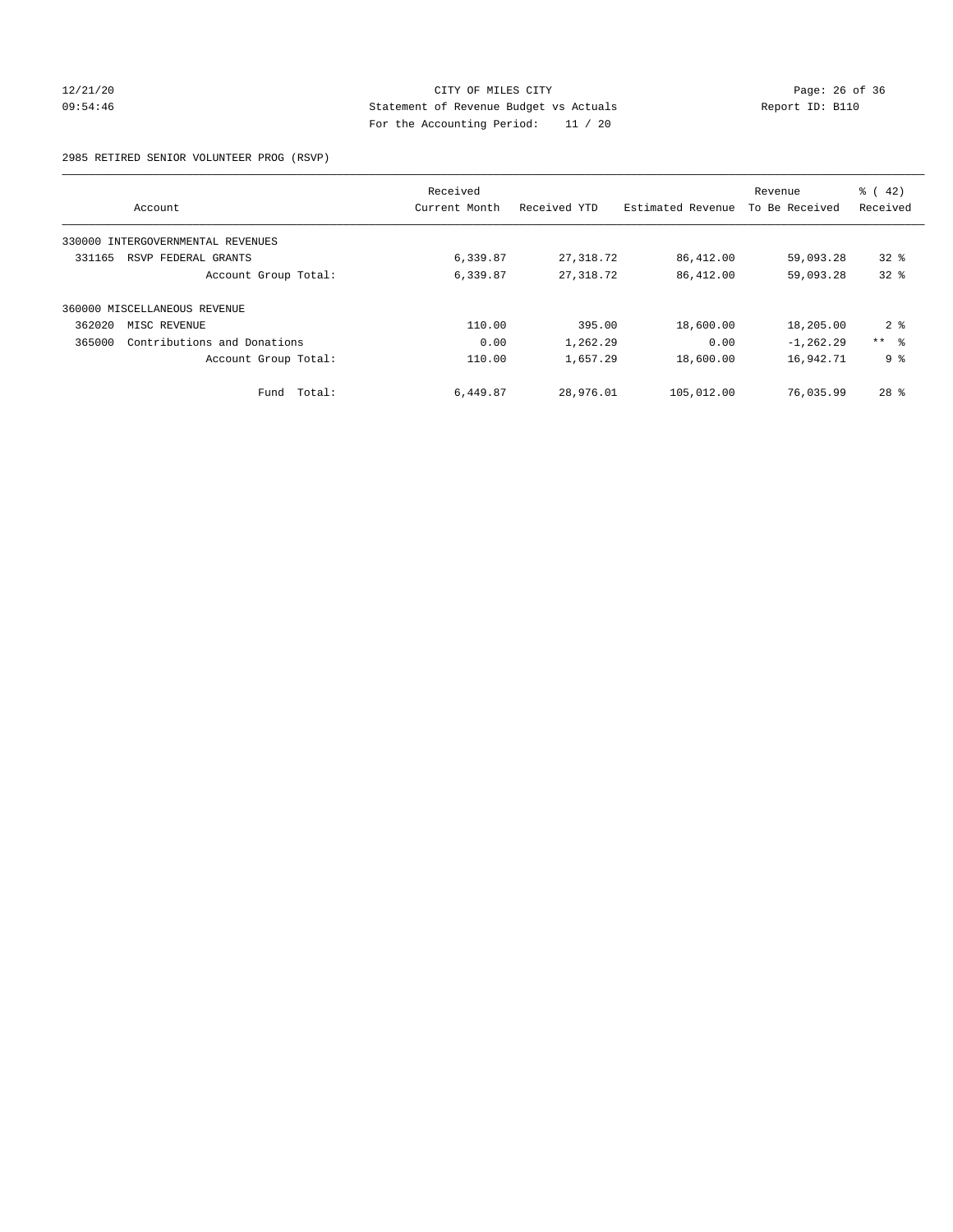CITY OF MILES CITY

Statement of Revenue Budget vs Actuals

For the Accounting Period: 11 / 20

12/21/20
09:54:46

Report ID: B110

2985 RETIRED SENIOR VOLUNTEER PROG (RSVP)

| Account | Received Current Month | Received YTD | Estimated Revenue | Revenue To Be Received | % ( 42) Received |
|---|---|---|---|---|---|
| 330000 INTERGOVERNMENTAL REVENUES | | | | | |
| 331165 RSVP FEDERAL GRANTS | 6,339.87 | 27,318.72 | 86,412.00 | 59,093.28 | 32 % |
| Account Group Total: | 6,339.87 | 27,318.72 | 86,412.00 | 59,093.28 | 32 % |
| 360000 MISCELLANEOUS REVENUE | | | | | |
| 362020 MISC REVENUE | 110.00 | 395.00 | 18,600.00 | 18,205.00 | 2 % |
| 365000 Contributions and Donations | 0.00 | 1,262.29 | 0.00 | -1,262.29 | ** % |
| Account Group Total: | 110.00 | 1,657.29 | 18,600.00 | 16,942.71 | 9 % |
| Fund Total: | 6,449.87 | 28,976.01 | 105,012.00 | 76,035.99 | 28 % |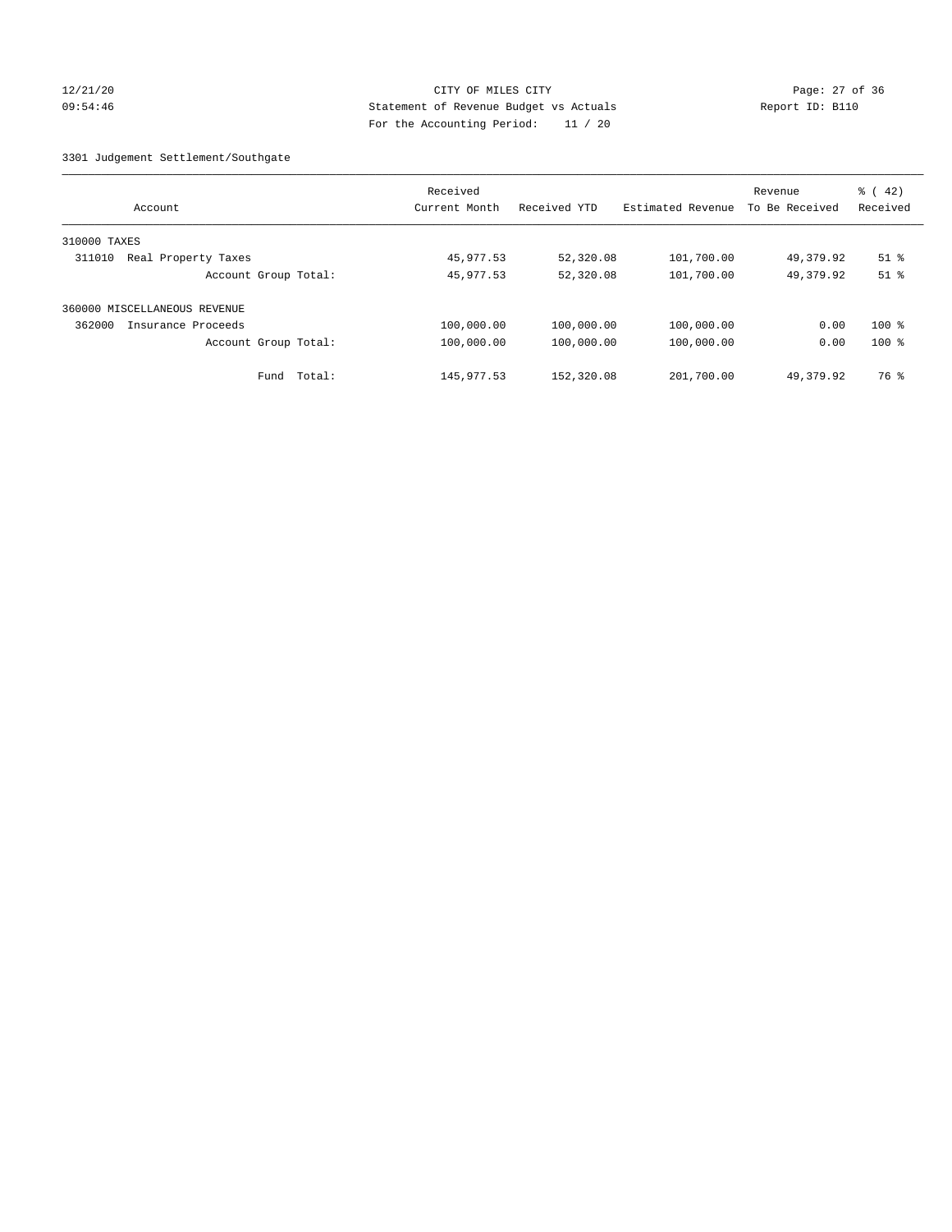CITY OF MILES CITY
Statement of Revenue Budget vs Actuals
For the Accounting Period: 11 / 20

12/21/20
09:54:46

Report ID: B110

3301 Judgement Settlement/Southgate

| Account | Received Current Month | Received YTD | Estimated Revenue | Revenue To Be Received | % ( 42) Received |
|---|---|---|---|---|---|
| 310000 TAXES | | | | | |
| 311010 Real Property Taxes | 45,977.53 | 52,320.08 | 101,700.00 | 49,379.92 | 51 % |
| Account Group Total: | 45,977.53 | 52,320.08 | 101,700.00 | 49,379.92 | 51 % |
| 360000 MISCELLANEOUS REVENUE | | | | | |
| 362000 Insurance Proceeds | 100,000.00 | 100,000.00 | 100,000.00 | 0.00 | 100 % |
| Account Group Total: | 100,000.00 | 100,000.00 | 100,000.00 | 0.00 | 100 % |
| Fund Total: | 145,977.53 | 152,320.08 | 201,700.00 | 49,379.92 | 76 % |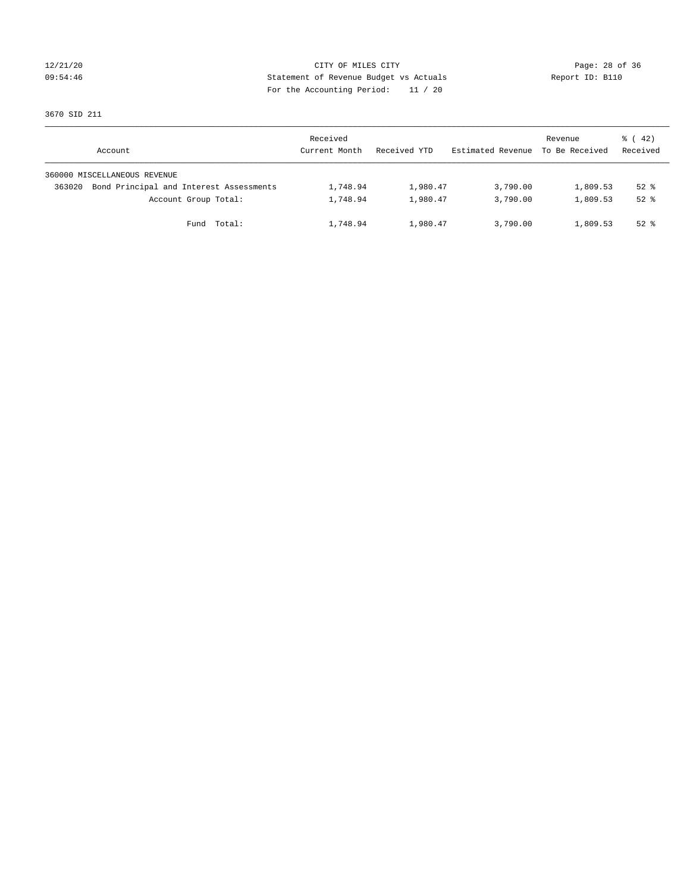CITY OF MILES CITY
Statement of Revenue Budget vs Actuals
For the Accounting Period: 11 / 20

12/21/20
09:54:46

Report ID: B110

3670 SID 211

| Account | Received Current Month | Received YTD | Estimated Revenue | Revenue To Be Received | % ( 42) Received |
|---|---|---|---|---|---|
| 360000 MISCELLANEOUS REVENUE | | | | | |
| 363020 Bond Principal and Interest Assessments | 1,748.94 | 1,980.47 | 3,790.00 | 1,809.53 | 52 % |
| Account Group Total: | 1,748.94 | 1,980.47 | 3,790.00 | 1,809.53 | 52 % |
| Fund Total: | 1,748.94 | 1,980.47 | 3,790.00 | 1,809.53 | 52 % |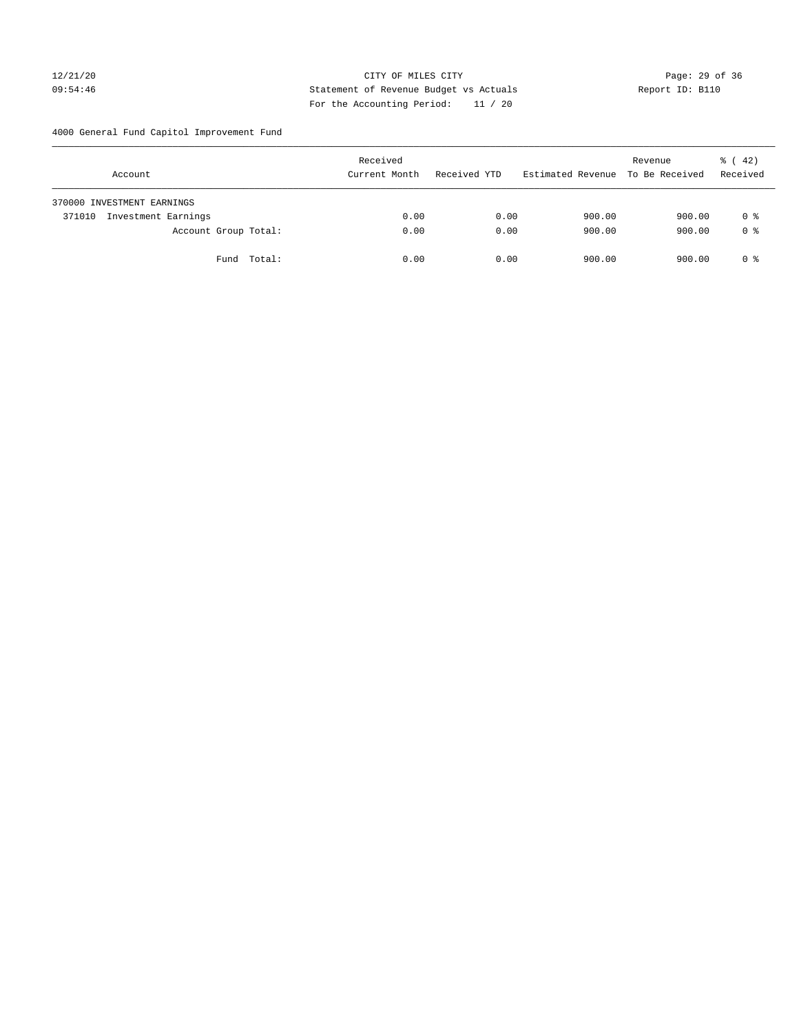12/21/20 CITY OF MILES CITY
09:54:46 Statement of Revenue Budget vs Actuals Report ID: B110
For the Accounting Period: 11 / 20

4000 General Fund Capitol Improvement Fund

| Account | Received Current Month | Received YTD | Estimated Revenue | Revenue To Be Received | % ( 42) Received |
|---|---|---|---|---|---|
| 370000 INVESTMENT EARNINGS | | | | | |
| 371010 Investment Earnings | 0.00 | 0.00 | 900.00 | 900.00 | 0 % |
| Account Group Total: | 0.00 | 0.00 | 900.00 | 900.00 | 0 % |
| Fund Total: | 0.00 | 0.00 | 900.00 | 900.00 | 0 % |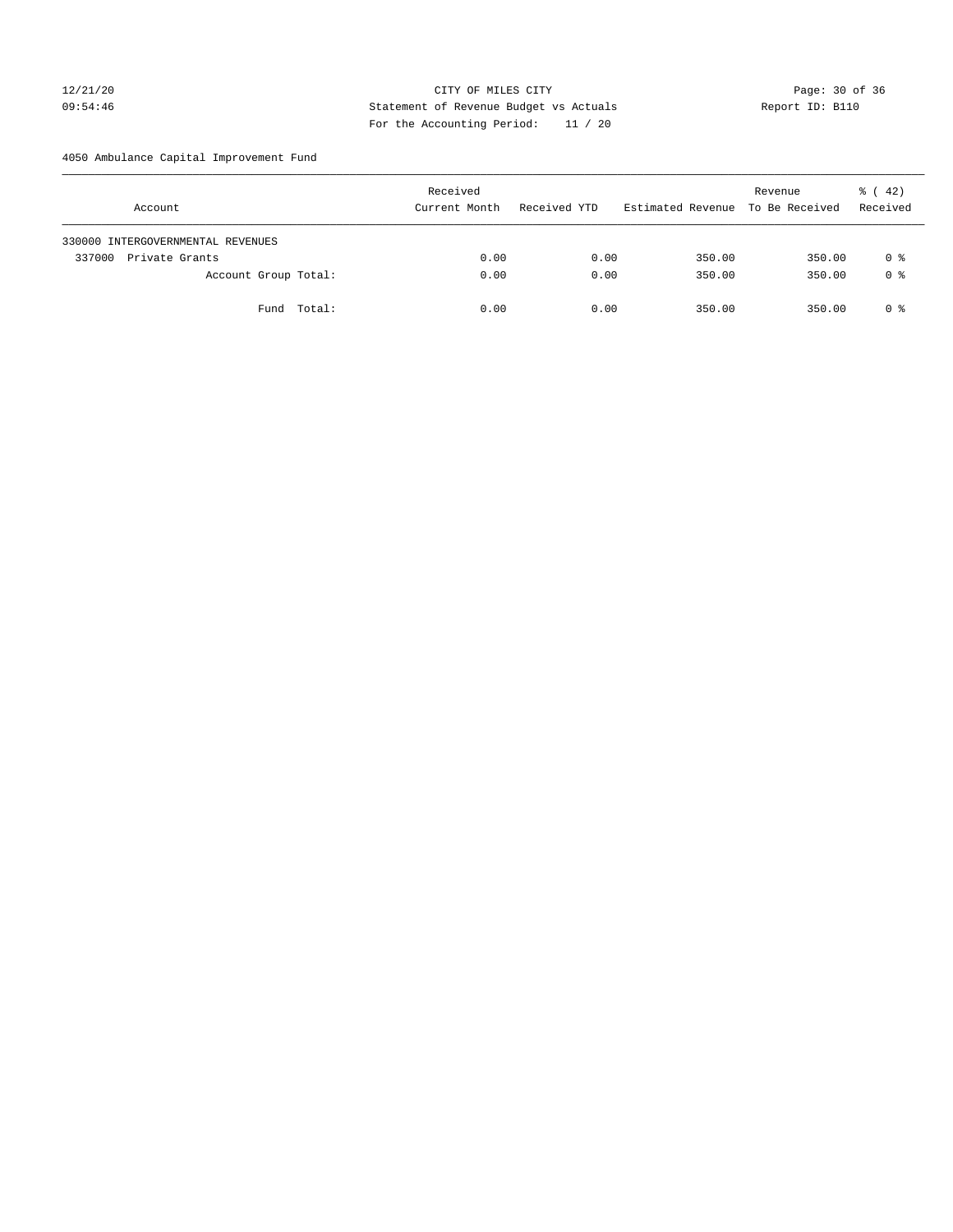CITY OF MILES CITY
Statement of Revenue Budget vs Actuals
For the Accounting Period: 11 / 20

12/21/20
09:54:46

Report ID: B110

4050 Ambulance Capital Improvement Fund

| Account | Received Current Month | Received YTD | Estimated Revenue | Revenue To Be Received | % ( 42) Received |
|---|---|---|---|---|---|
| 330000 INTERGOVERNMENTAL REVENUES | | | | | |
| 337000 Private Grants | 0.00 | 0.00 | 350.00 | 350.00 | 0 % |
| Account Group Total: | 0.00 | 0.00 | 350.00 | 350.00 | 0 % |
| Fund Total: | 0.00 | 0.00 | 350.00 | 350.00 | 0 % |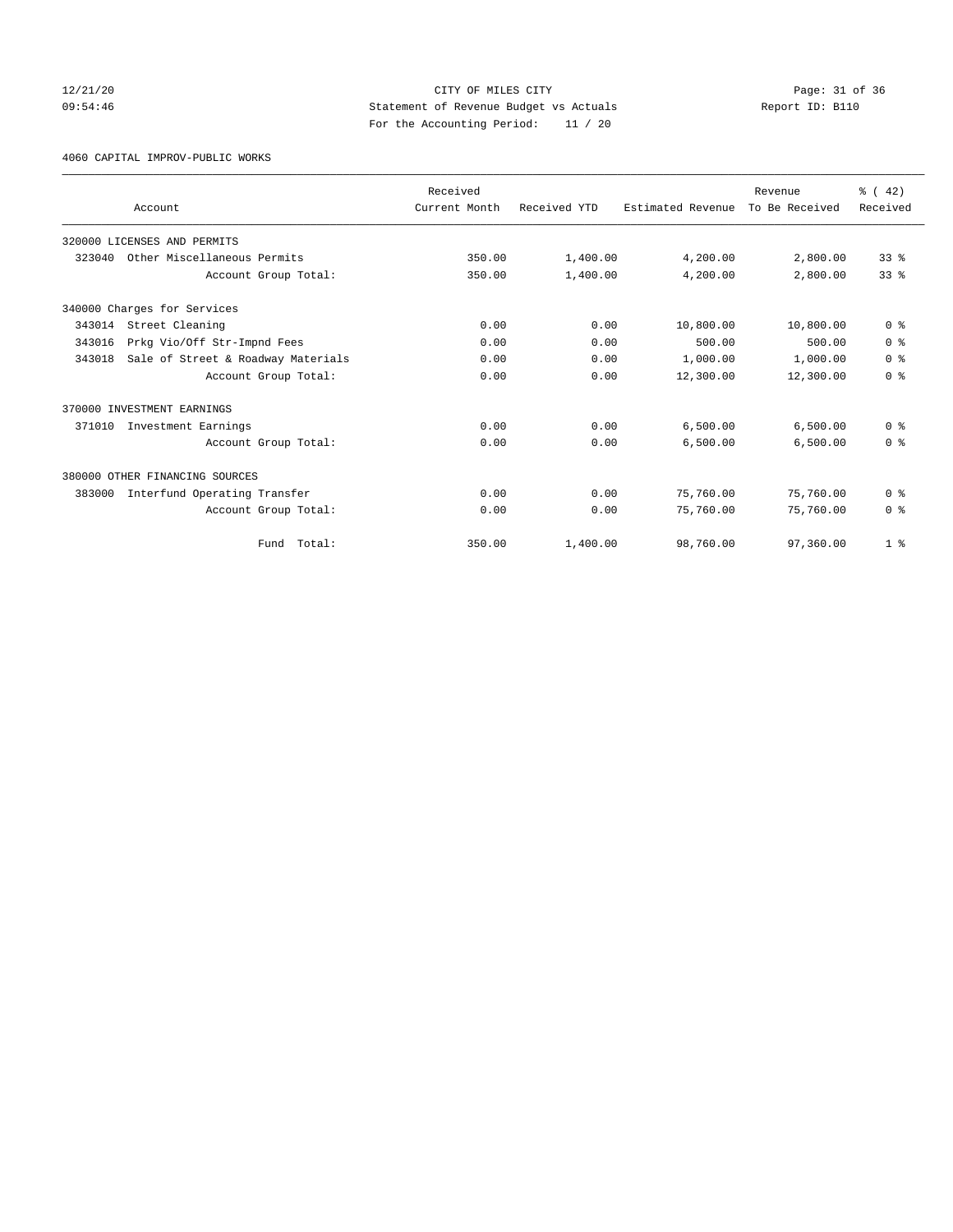CITY OF MILES CITY
Statement of Revenue Budget vs Actuals
For the Accounting Period: 11 / 20

12/21/20
09:54:46

Report ID: B110

4060 CAPITAL IMPROV-PUBLIC WORKS

| Account | Received Current Month | Received YTD | Estimated Revenue | Revenue To Be Received | % ( 42) Received |
|---|---|---|---|---|---|
| 320000 LICENSES AND PERMITS | | | | | |
| 323040 Other Miscellaneous Permits | 350.00 | 1,400.00 | 4,200.00 | 2,800.00 | 33 % |
| Account Group Total: | 350.00 | 1,400.00 | 4,200.00 | 2,800.00 | 33 % |
| 340000 Charges for Services | | | | | |
| 343014 Street Cleaning | 0.00 | 0.00 | 10,800.00 | 10,800.00 | 0 % |
| 343016 Prkg Vio/Off Str-Impnd Fees | 0.00 | 0.00 | 500.00 | 500.00 | 0 % |
| 343018 Sale of Street & Roadway Materials | 0.00 | 0.00 | 1,000.00 | 1,000.00 | 0 % |
| Account Group Total: | 0.00 | 0.00 | 12,300.00 | 12,300.00 | 0 % |
| 370000 INVESTMENT EARNINGS | | | | | |
| 371010 Investment Earnings | 0.00 | 0.00 | 6,500.00 | 6,500.00 | 0 % |
| Account Group Total: | 0.00 | 0.00 | 6,500.00 | 6,500.00 | 0 % |
| 380000 OTHER FINANCING SOURCES | | | | | |
| 383000 Interfund Operating Transfer | 0.00 | 0.00 | 75,760.00 | 75,760.00 | 0 % |
| Account Group Total: | 0.00 | 0.00 | 75,760.00 | 75,760.00 | 0 % |
| Fund Total: | 350.00 | 1,400.00 | 98,760.00 | 97,360.00 | 1 % |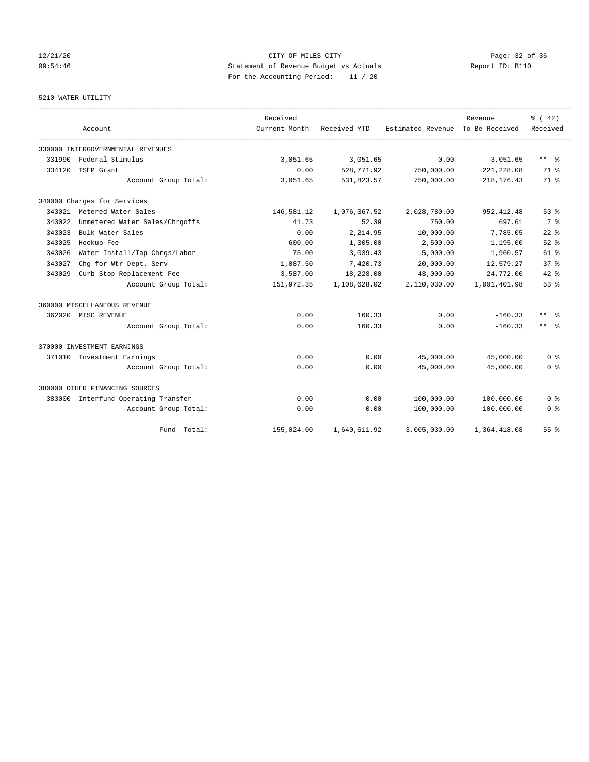CITY OF MILES CITY
Statement of Revenue Budget vs Actuals
For the Accounting Period: 11 / 20

12/21/20
09:54:46

Report ID: B110

5210 WATER UTILITY

| Account | Received Current Month | Received YTD | Estimated Revenue | Revenue To Be Received | % ( 42) Received |
|---|---|---|---|---|---|
| 330000 INTERGOVERNMENTAL REVENUES | | | | | |
| 331990 Federal Stimulus | 3,051.65 | 3,051.65 | 0.00 | -3,051.65 | ** % |
| 334120 TSEP Grant | 0.00 | 528,771.92 | 750,000.00 | 221,228.08 | 71 % |
| Account Group Total: | 3,051.65 | 531,823.57 | 750,000.00 | 218,176.43 | 71 % |
| 340000 Charges for Services | | | | | |
| 343021 Metered Water Sales | 146,581.12 | 1,076,367.52 | 2,028,780.00 | 952,412.48 | 53 % |
| 343022 Unmetered Water Sales/Chrgoffs | 41.73 | 52.39 | 750.00 | 697.61 | 7 % |
| 343023 Bulk Water Sales | 0.00 | 2,214.95 | 10,000.00 | 7,785.05 | 22 % |
| 343025 Hookup Fee | 600.00 | 1,305.00 | 2,500.00 | 1,195.00 | 52 % |
| 343026 Water Install/Tap Chrgs/Labor | 75.00 | 3,039.43 | 5,000.00 | 1,960.57 | 61 % |
| 343027 Chg for Wtr Dept. Serv | 1,087.50 | 7,420.73 | 20,000.00 | 12,579.27 | 37 % |
| 343029 Curb Stop Replacement Fee | 3,587.00 | 18,228.00 | 43,000.00 | 24,772.00 | 42 % |
| Account Group Total: | 151,972.35 | 1,108,628.02 | 2,110,030.00 | 1,001,401.98 | 53 % |
| 360000 MISCELLANEOUS REVENUE | | | | | |
| 362020 MISC REVENUE | 0.00 | 160.33 | 0.00 | -160.33 | ** % |
| Account Group Total: | 0.00 | 160.33 | 0.00 | -160.33 | ** % |
| 370000 INVESTMENT EARNINGS | | | | | |
| 371010 Investment Earnings | 0.00 | 0.00 | 45,000.00 | 45,000.00 | 0 % |
| Account Group Total: | 0.00 | 0.00 | 45,000.00 | 45,000.00 | 0 % |
| 380000 OTHER FINANCING SOURCES | | | | | |
| 383000 Interfund Operating Transfer | 0.00 | 0.00 | 100,000.00 | 100,000.00 | 0 % |
| Account Group Total: | 0.00 | 0.00 | 100,000.00 | 100,000.00 | 0 % |
| Fund Total: | 155,024.00 | 1,640,611.92 | 3,005,030.00 | 1,364,418.08 | 55 % |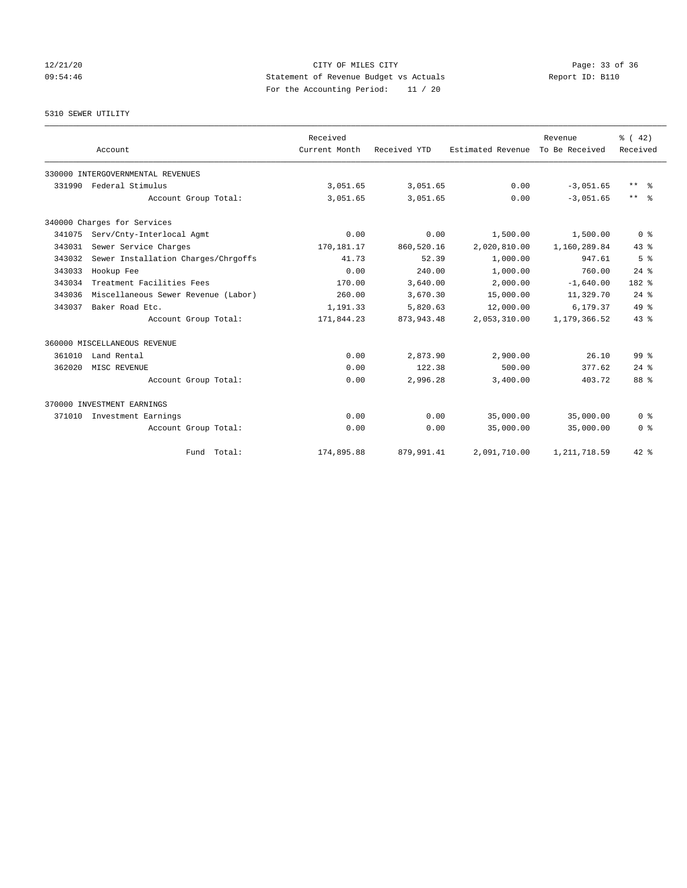CITY OF MILES CITY
Statement of Revenue Budget vs Actuals
For the Accounting Period: 11 / 20

12/21/20
09:54:46

Report ID: B110

5310 SEWER UTILITY

| Account | | Received Current Month | Received YTD | Estimated Revenue | Revenue To Be Received | % ( 42) Received |
|---|---|---|---|---|---|---|
| 330000 INTERGOVERNMENTAL REVENUES | | | | | | |
| 331990 | Federal Stimulus | 3,051.65 | 3,051.65 | 0.00 | -3,051.65 | ** % |
| | Account Group Total: | 3,051.65 | 3,051.65 | 0.00 | -3,051.65 | ** % |
| 340000 Charges for Services | | | | | | |
| 341075 | Serv/Cnty-Interlocal Agmt | 0.00 | 0.00 | 1,500.00 | 1,500.00 | 0 % |
| 343031 | Sewer Service Charges | 170,181.17 | 860,520.16 | 2,020,810.00 | 1,160,289.84 | 43 % |
| 343032 | Sewer Installation Charges/Chrgoffs | 41.73 | 52.39 | 1,000.00 | 947.61 | 5 % |
| 343033 | Hookup Fee | 0.00 | 240.00 | 1,000.00 | 760.00 | 24 % |
| 343034 | Treatment Facilities Fees | 170.00 | 3,640.00 | 2,000.00 | -1,640.00 | 182 % |
| 343036 | Miscellaneous Sewer Revenue (Labor) | 260.00 | 3,670.30 | 15,000.00 | 11,329.70 | 24 % |
| 343037 | Baker Road Etc. | 1,191.33 | 5,820.63 | 12,000.00 | 6,179.37 | 49 % |
| | Account Group Total: | 171,844.23 | 873,943.48 | 2,053,310.00 | 1,179,366.52 | 43 % |
| 360000 MISCELLANEOUS REVENUE | | | | | | |
| 361010 | Land Rental | 0.00 | 2,873.90 | 2,900.00 | 26.10 | 99 % |
| 362020 | MISC REVENUE | 0.00 | 122.38 | 500.00 | 377.62 | 24 % |
| | Account Group Total: | 0.00 | 2,996.28 | 3,400.00 | 403.72 | 88 % |
| 370000 INVESTMENT EARNINGS | | | | | | |
| 371010 | Investment Earnings | 0.00 | 0.00 | 35,000.00 | 35,000.00 | 0 % |
| | Account Group Total: | 0.00 | 0.00 | 35,000.00 | 35,000.00 | 0 % |
| | Fund Total: | 174,895.88 | 879,991.41 | 2,091,710.00 | 1,211,718.59 | 42 % |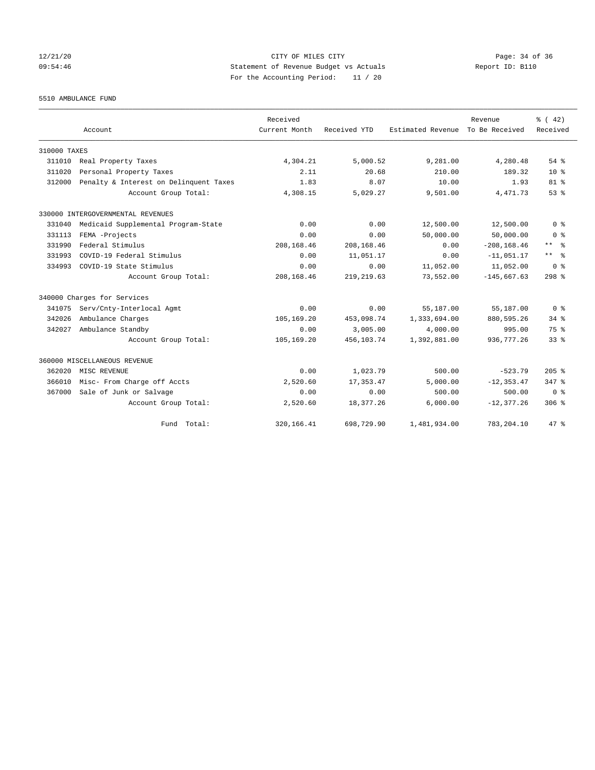CITY OF MILES CITY
Statement of Revenue Budget vs Actuals
For the Accounting Period: 11 / 20

5510 AMBULANCE FUND

| Account | | Received Current Month | Received YTD | Estimated Revenue | Revenue To Be Received | % ( 42) Received |
|---|---|---|---|---|---|---|
| 310000 TAXES | | | | | | |
| 311010 | Real Property Taxes | 4,304.21 | 5,000.52 | 9,281.00 | 4,280.48 | 54 % |
| 311020 | Personal Property Taxes | 2.11 | 20.68 | 210.00 | 189.32 | 10 % |
| 312000 | Penalty & Interest on Delinquent Taxes | 1.83 | 8.07 | 10.00 | 1.93 | 81 % |
| | Account Group Total: | 4,308.15 | 5,029.27 | 9,501.00 | 4,471.73 | 53 % |
| 330000 INTERGOVERNMENTAL REVENUES | | | | | | |
| 331040 | Medicaid Supplemental Program-State | 0.00 | 0.00 | 12,500.00 | 12,500.00 | 0 % |
| 331113 | FEMA -Projects | 0.00 | 0.00 | 50,000.00 | 50,000.00 | 0 % |
| 331990 | Federal Stimulus | 208,168.46 | 208,168.46 | 0.00 | -208,168.46 | ** % |
| 331993 | COVID-19 Federal Stimulus | 0.00 | 11,051.17 | 0.00 | -11,051.17 | ** % |
| 334993 | COVID-19 State Stimulus | 0.00 | 0.00 | 11,052.00 | 11,052.00 | 0 % |
| | Account Group Total: | 208,168.46 | 219,219.63 | 73,552.00 | -145,667.63 | 298 % |
| 340000 Charges for Services | | | | | | |
| 341075 | Serv/Cnty-Interlocal Agmt | 0.00 | 0.00 | 55,187.00 | 55,187.00 | 0 % |
| 342026 | Ambulance Charges | 105,169.20 | 453,098.74 | 1,333,694.00 | 880,595.26 | 34 % |
| 342027 | Ambulance Standby | 0.00 | 3,005.00 | 4,000.00 | 995.00 | 75 % |
| | Account Group Total: | 105,169.20 | 456,103.74 | 1,392,881.00 | 936,777.26 | 33 % |
| 360000 MISCELLANEOUS REVENUE | | | | | | |
| 362020 | MISC REVENUE | 0.00 | 1,023.79 | 500.00 | -523.79 | 205 % |
| 366010 | Misc- From Charge off Accts | 2,520.60 | 17,353.47 | 5,000.00 | -12,353.47 | 347 % |
| 367000 | Sale of Junk or Salvage | 0.00 | 0.00 | 500.00 | 500.00 | 0 % |
| | Account Group Total: | 2,520.60 | 18,377.26 | 6,000.00 | -12,377.26 | 306 % |
| | Fund Total: | 320,166.41 | 698,729.90 | 1,481,934.00 | 783,204.10 | 47 % |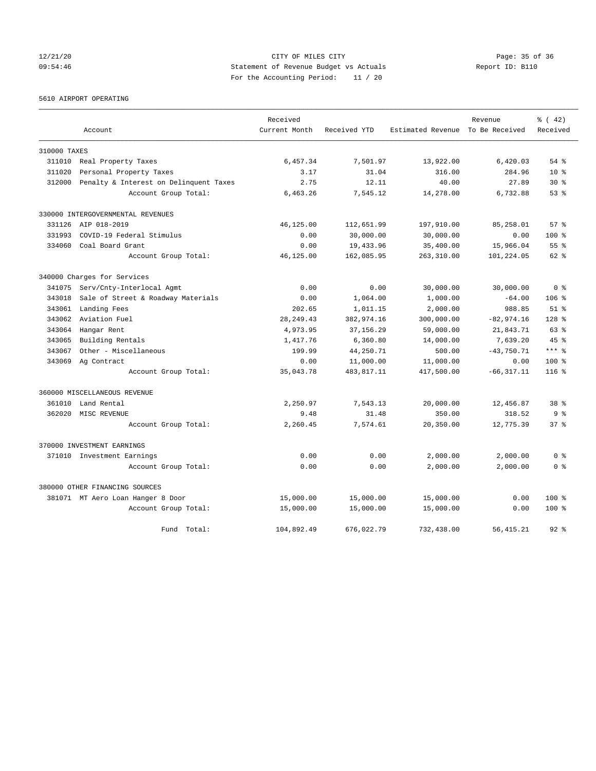CITY OF MILES CITY
Statement of Revenue Budget vs Actuals
For the Accounting Period: 11 / 20

12/21/20
09:54:46

Report ID: B110

5610 AIRPORT OPERATING

| Account | | Received Current Month | Received YTD | Estimated Revenue | Revenue To Be Received | % ( 42) Received |
|---|---|---|---|---|---|---|
| **310000 TAXES** | | | | | | |
| 311010 | Real Property Taxes | 6,457.34 | 7,501.97 | 13,922.00 | 6,420.03 | 54 % |
| 311020 | Personal Property Taxes | 3.17 | 31.04 | 316.00 | 284.96 | 10 % |
| 312000 | Penalty & Interest on Delinquent Taxes | 2.75 | 12.11 | 40.00 | 27.89 | 30 % |
| | Account Group Total: | 6,463.26 | 7,545.12 | 14,278.00 | 6,732.88 | 53 % |
| **330000 INTERGOVERNMENTAL REVENUES** | | | | | | |
| 331126 | AIP 018-2019 | 46,125.00 | 112,651.99 | 197,910.00 | 85,258.01 | 57 % |
| 331993 | COVID-19 Federal Stimulus | 0.00 | 30,000.00 | 30,000.00 | 0.00 | 100 % |
| 334060 | Coal Board Grant | 0.00 | 19,433.96 | 35,400.00 | 15,966.04 | 55 % |
| | Account Group Total: | 46,125.00 | 162,085.95 | 263,310.00 | 101,224.05 | 62 % |
| **340000 Charges for Services** | | | | | | |
| 341075 | Serv/Cnty-Interlocal Agmt | 0.00 | 0.00 | 30,000.00 | 30,000.00 | 0 % |
| 343018 | Sale of Street & Roadway Materials | 0.00 | 1,064.00 | 1,000.00 | -64.00 | 106 % |
| 343061 | Landing Fees | 202.65 | 1,011.15 | 2,000.00 | 988.85 | 51 % |
| 343062 | Aviation Fuel | 28,249.43 | 382,974.16 | 300,000.00 | -82,974.16 | 128 % |
| 343064 | Hangar Rent | 4,973.95 | 37,156.29 | 59,000.00 | 21,843.71 | 63 % |
| 343065 | Building Rentals | 1,417.76 | 6,360.80 | 14,000.00 | 7,639.20 | 45 % |
| 343067 | Other - Miscellaneous | 199.99 | 44,250.71 | 500.00 | -43,750.71 | *** % |
| 343069 | Ag Contract | 0.00 | 11,000.00 | 11,000.00 | 0.00 | 100 % |
| | Account Group Total: | 35,043.78 | 483,817.11 | 417,500.00 | -66,317.11 | 116 % |
| **360000 MISCELLANEOUS REVENUE** | | | | | | |
| 361010 | Land Rental | 2,250.97 | 7,543.13 | 20,000.00 | 12,456.87 | 38 % |
| 362020 | MISC REVENUE | 9.48 | 31.48 | 350.00 | 318.52 | 9 % |
| | Account Group Total: | 2,260.45 | 7,574.61 | 20,350.00 | 12,775.39 | 37 % |
| **370000 INVESTMENT EARNINGS** | | | | | | |
| 371010 | Investment Earnings | 0.00 | 0.00 | 2,000.00 | 2,000.00 | 0 % |
| | Account Group Total: | 0.00 | 0.00 | 2,000.00 | 2,000.00 | 0 % |
| **380000 OTHER FINANCING SOURCES** | | | | | | |
| 381071 | MT Aero Loan Hanger 8 Door | 15,000.00 | 15,000.00 | 15,000.00 | 0.00 | 100 % |
| | Account Group Total: | 15,000.00 | 15,000.00 | 15,000.00 | 0.00 | 100 % |
| | Fund Total: | 104,892.49 | 676,022.79 | 732,438.00 | 56,415.21 | 92 % |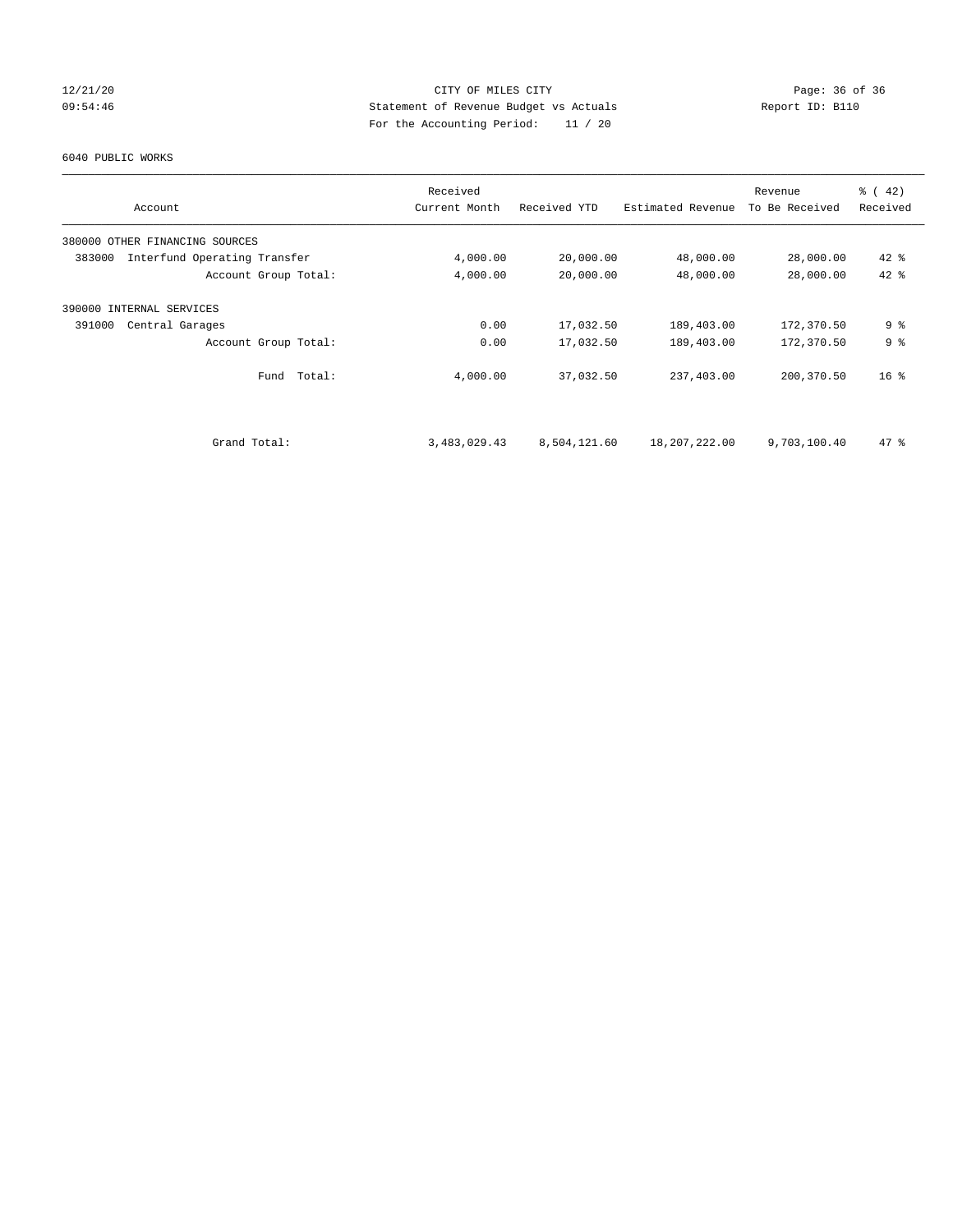12/21/20 CITY OF MILES CITY
09:54:46 Statement of Revenue Budget vs Actuals Report ID: B110
For the Accounting Period: 11 / 20

6040 PUBLIC WORKS

| Account | Received Current Month | Received YTD | Estimated Revenue | Revenue To Be Received | % ( 42) Received |
|---|---|---|---|---|---|
| 380000 OTHER FINANCING SOURCES | | | | | |
| 383000 Interfund Operating Transfer | 4,000.00 | 20,000.00 | 48,000.00 | 28,000.00 | 42 % |
| Account Group Total: | 4,000.00 | 20,000.00 | 48,000.00 | 28,000.00 | 42 % |
| 390000 INTERNAL SERVICES | | | | | |
| 391000 Central Garages | 0.00 | 17,032.50 | 189,403.00 | 172,370.50 | 9 % |
| Account Group Total: | 0.00 | 17,032.50 | 189,403.00 | 172,370.50 | 9 % |
| Fund Total: | 4,000.00 | 37,032.50 | 237,403.00 | 200,370.50 | 16 % |
| Grand Total: | 3,483,029.43 | 8,504,121.60 | 18,207,222.00 | 9,703,100.40 | 47 % |